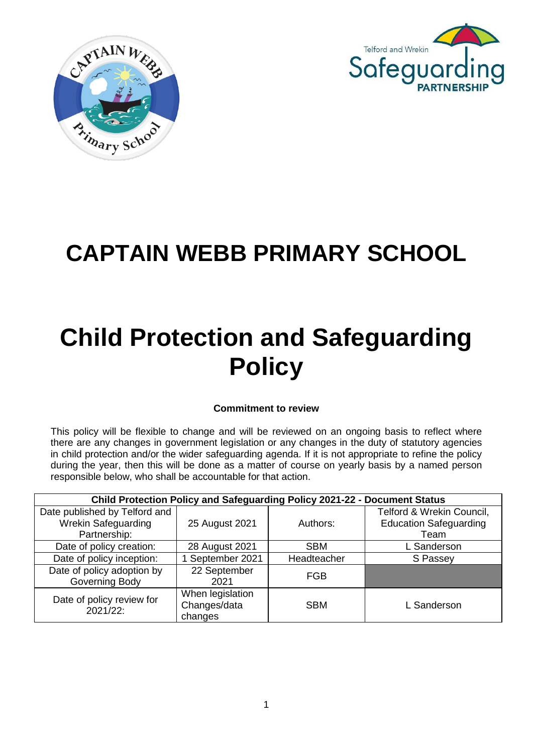# CAPTAIN WEBB PRIMARY SCHOOL

# Child Protection and Safeguarding Policy

**Commitment to review**

This policy will be flexible to change and will be reviewed on an ongoing basis to reflect where there are any changes in government legislation or any changes in the duty of statutory agencies in child protection and/or the wider safeguarding agenda. If it is not appropriate to refine the policy during the year, then this will be done as a matter of course on yearly basis by a named person responsible below, who shall be accountable for that action.

| Child Protection Policy and Safeguarding Policy 2021-22 - Document Status | | | |
|---|---|---|---|
| Date published by Telford and Wrekin Safeguarding Partnership: | 25 August 2021 | Authors: | Telford & Wrekin Council, Education Safeguarding Team |
| Date of policy creation: | 28 August 2021 | SBM | L Sanderson |
| Date of policy inception: | 1 September 2021 | Headteacher | S Passey |
| Date of policy adoption by Governing Body | 22 September 2021 | FGB | |
| Date of policy review for 2021/22: | When legislation Changes/data changes | SBM | L Sanderson |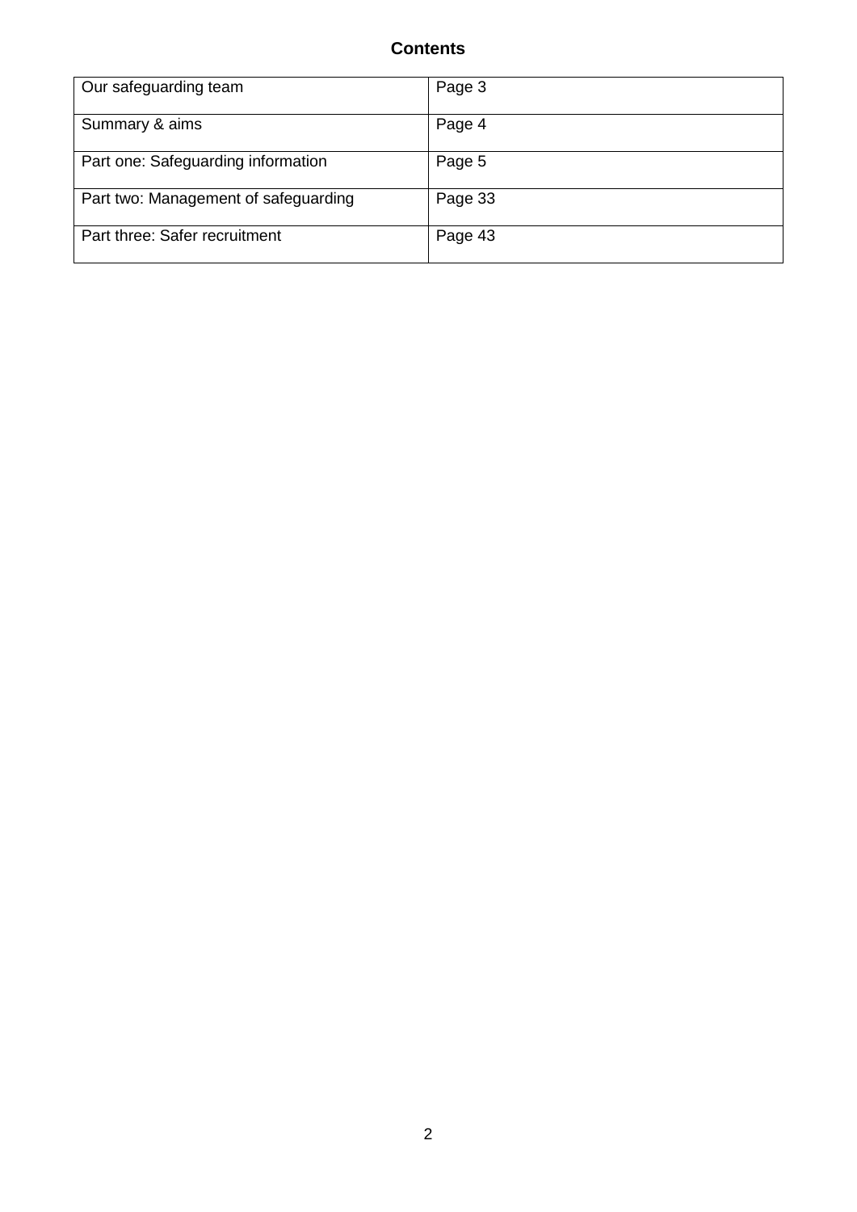**Contents**

| Our safeguarding team | Page 3 |
|---|---|
| Summary & aims | Page 4 |
| Part one: Safeguarding information | Page 5 |
| Part two: Management of safeguarding | Page 33 |
| Part three: Safer recruitment | Page 43 |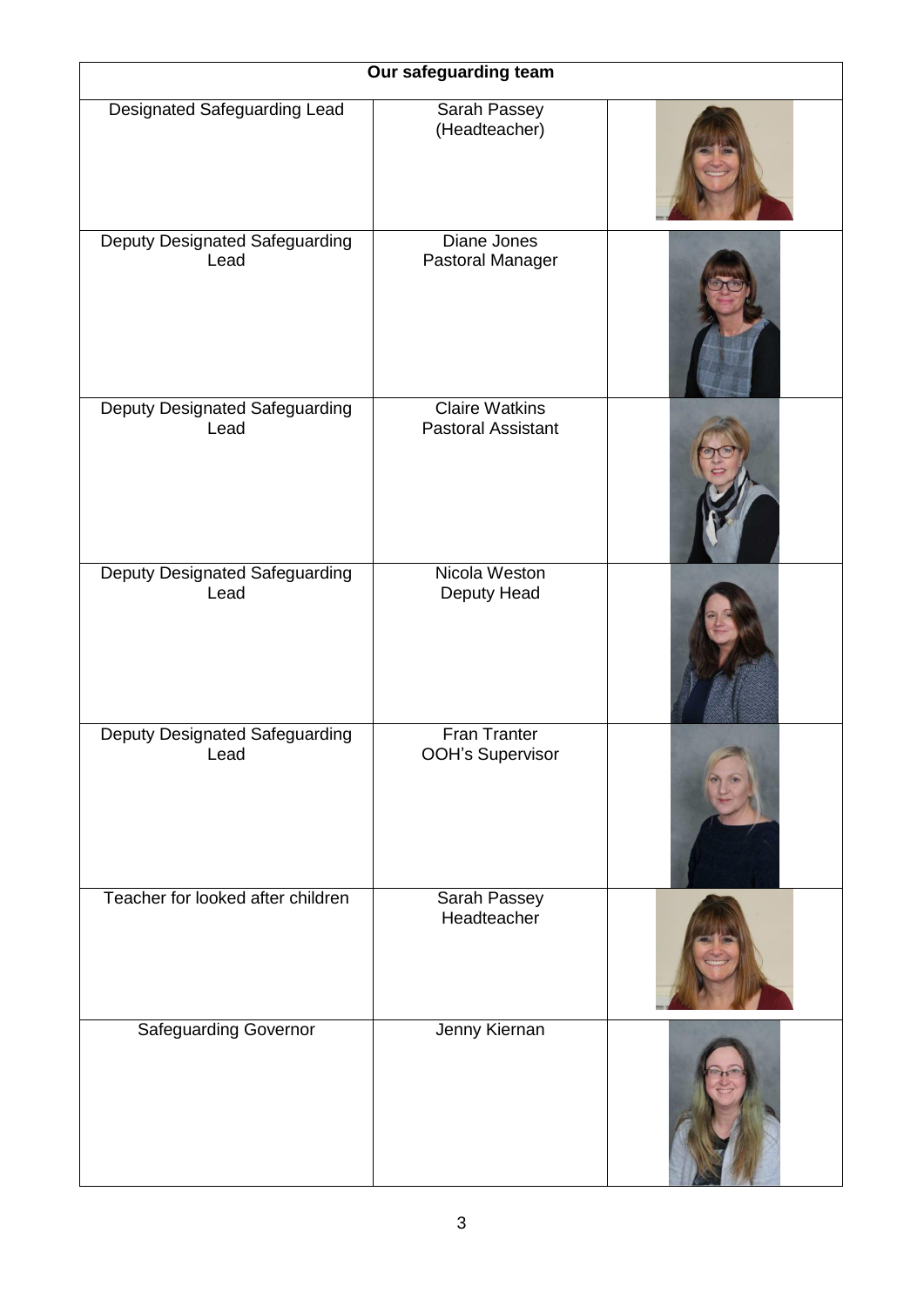| Our safeguarding team | | |
|---|---|---|
| Designated Safeguarding Lead | Sarah Passey (Headteacher) | |
| Deputy Designated Safeguarding Lead | Diane Jones Pastoral Manager | |
| Deputy Designated Safeguarding Lead | Claire Watkins Pastoral Assistant | |
| Deputy Designated Safeguarding Lead | Nicola Weston Deputy Head | |
| Deputy Designated Safeguarding Lead | Fran Tranter OOH's Supervisor | |
| Teacher for looked after children | Sarah Passey Headteacher | |
| Safeguarding Governor | Jenny Kiernan | |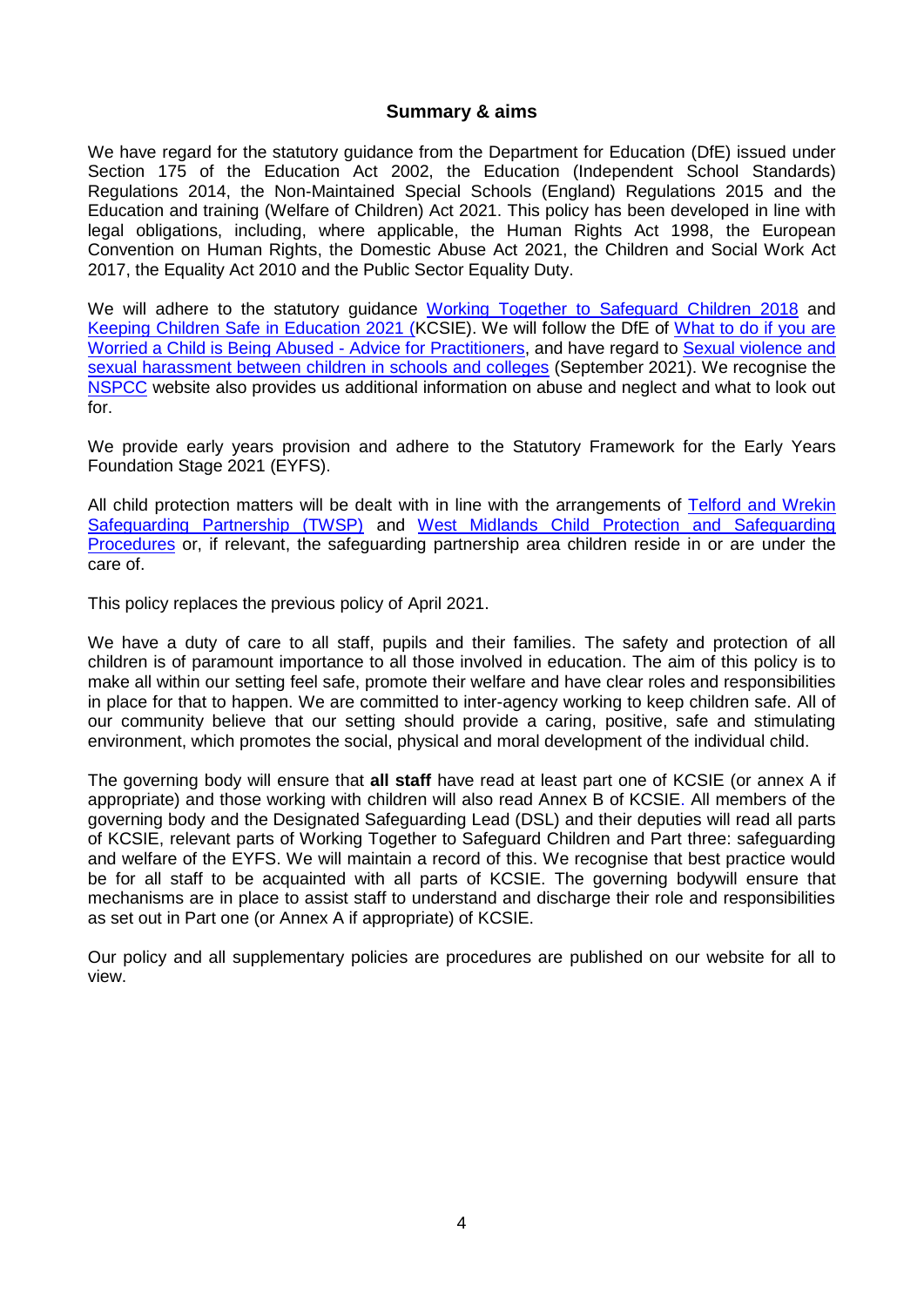## Summary & aims

We have regard for the statutory guidance from the Department for Education (DfE) issued under Section 175 of the Education Act 2002, the Education (Independent School Standards) Regulations 2014, the Non-Maintained Special Schools (England) Regulations 2015 and the Education and training (Welfare of Children) Act 2021. This policy has been developed in line with legal obligations, including, where applicable, the Human Rights Act 1998, the European Convention on Human Rights, the Domestic Abuse Act 2021, the Children and Social Work Act 2017, the Equality Act 2010 and the Public Sector Equality Duty.

We will adhere to the statutory guidance Working Together to Safeguard Children 2018 and Keeping Children Safe in Education 2021 (KCSIE). We will follow the DfE of What to do if you are Worried a Child is Being Abused - Advice for Practitioners, and have regard to Sexual violence and sexual harassment between children in schools and colleges (September 2021). We recognise the NSPCC website also provides us additional information on abuse and neglect and what to look out for.

We provide early years provision and adhere to the Statutory Framework for the Early Years Foundation Stage 2021 (EYFS).

All child protection matters will be dealt with in line with the arrangements of Telford and Wrekin Safeguarding Partnership (TWSP) and West Midlands Child Protection and Safeguarding Procedures or, if relevant, the safeguarding partnership area children reside in or are under the care of.

This policy replaces the previous policy of April 2021.

We have a duty of care to all staff, pupils and their families. The safety and protection of all children is of paramount importance to all those involved in education. The aim of this policy is to make all within our setting feel safe, promote their welfare and have clear roles and responsibilities in place for that to happen. We are committed to inter-agency working to keep children safe. All of our community believe that our setting should provide a caring, positive, safe and stimulating environment, which promotes the social, physical and moral development of the individual child.

The governing body will ensure that **all staff** have read at least part one of KCSIE (or annex A if appropriate) and those working with children will also read Annex B of KCSIE. All members of the governing body and the Designated Safeguarding Lead (DSL) and their deputies will read all parts of KCSIE, relevant parts of Working Together to Safeguard Children and Part three: safeguarding and welfare of the EYFS. We will maintain a record of this. We recognise that best practice would be for all staff to be acquainted with all parts of KCSIE. The governing bodywill ensure that mechanisms are in place to assist staff to understand and discharge their role and responsibilities as set out in Part one (or Annex A if appropriate) of KCSIE.

Our policy and all supplementary policies are procedures are published on our website for all to view.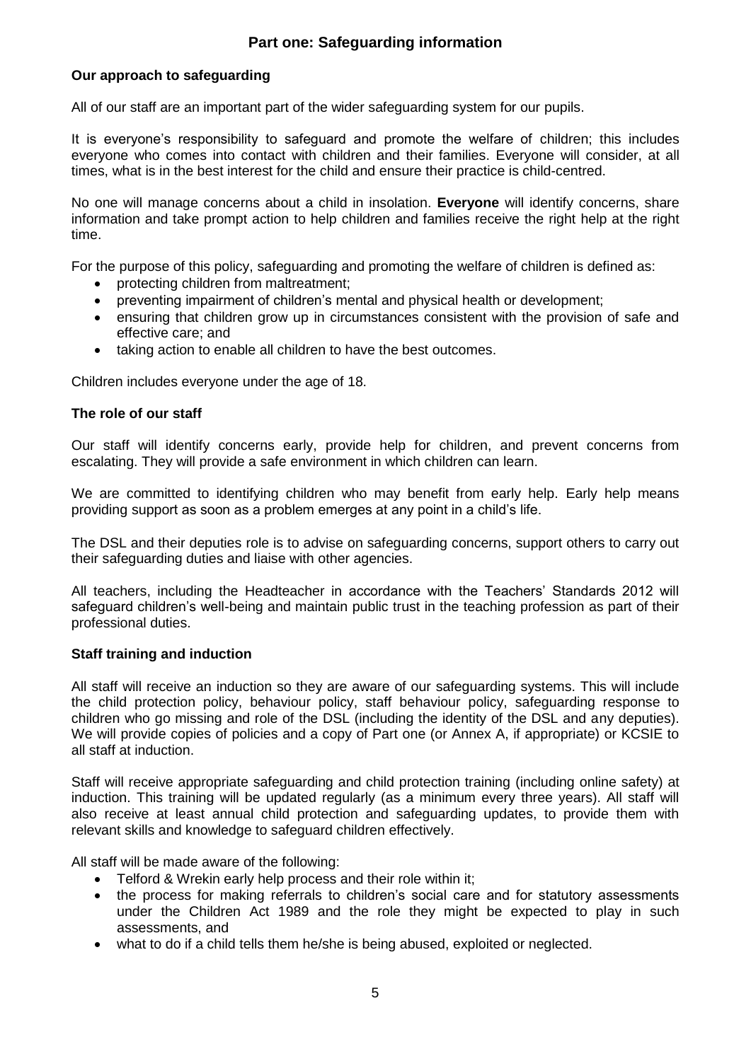## Part one: Safeguarding information

### Our approach to safeguarding

All of our staff are an important part of the wider safeguarding system for our pupils.

It is everyone's responsibility to safeguard and promote the welfare of children; this includes everyone who comes into contact with children and their families. Everyone will consider, at all times, what is in the best interest for the child and ensure their practice is child-centred.

No one will manage concerns about a child in insolation. **Everyone** will identify concerns, share information and take prompt action to help children and families receive the right help at the right time.

For the purpose of this policy, safeguarding and promoting the welfare of children is defined as:

- protecting children from maltreatment;
- preventing impairment of children's mental and physical health or development;
- ensuring that children grow up in circumstances consistent with the provision of safe and effective care; and
- taking action to enable all children to have the best outcomes.

Children includes everyone under the age of 18.

### The role of our staff

Our staff will identify concerns early, provide help for children, and prevent concerns from escalating. They will provide a safe environment in which children can learn.

We are committed to identifying children who may benefit from early help. Early help means providing support as soon as a problem emerges at any point in a child's life.

The DSL and their deputies role is to advise on safeguarding concerns, support others to carry out their safeguarding duties and liaise with other agencies.

All teachers, including the Headteacher in accordance with the Teachers' Standards 2012 will safeguard children's well-being and maintain public trust in the teaching profession as part of their professional duties.

### Staff training and induction

All staff will receive an induction so they are aware of our safeguarding systems. This will include the child protection policy, behaviour policy, staff behaviour policy, safeguarding response to children who go missing and role of the DSL (including the identity of the DSL and any deputies). We will provide copies of policies and a copy of Part one (or Annex A, if appropriate) or KCSIE to all staff at induction.

Staff will receive appropriate safeguarding and child protection training (including online safety) at induction. This training will be updated regularly (as a minimum every three years). All staff will also receive at least annual child protection and safeguarding updates, to provide them with relevant skills and knowledge to safeguard children effectively.

All staff will be made aware of the following:

- Telford & Wrekin early help process and their role within it;
- the process for making referrals to children's social care and for statutory assessments under the Children Act 1989 and the role they might be expected to play in such assessments, and
- what to do if a child tells them he/she is being abused, exploited or neglected.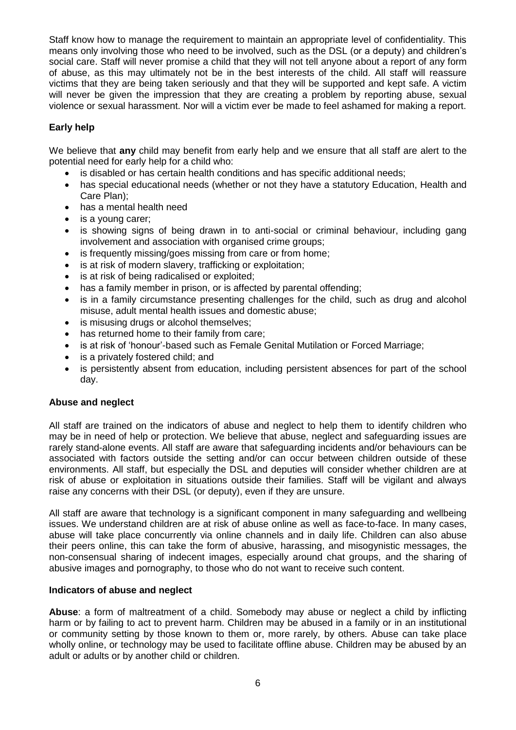Staff know how to manage the requirement to maintain an appropriate level of confidentiality. This means only involving those who need to be involved, such as the DSL (or a deputy) and children's social care. Staff will never promise a child that they will not tell anyone about a report of any form of abuse, as this may ultimately not be in the best interests of the child. All staff will reassure victims that they are being taken seriously and that they will be supported and kept safe. A victim will never be given the impression that they are creating a problem by reporting abuse, sexual violence or sexual harassment. Nor will a victim ever be made to feel ashamed for making a report.

**Early help**

We believe that **any** child may benefit from early help and we ensure that all staff are alert to the potential need for early help for a child who:

- is disabled or has certain health conditions and has specific additional needs;
- has special educational needs (whether or not they have a statutory Education, Health and Care Plan);
- has a mental health need
- is a young carer;
- is showing signs of being drawn in to anti-social or criminal behaviour, including gang involvement and association with organised crime groups;
- is frequently missing/goes missing from care or from home;
- is at risk of modern slavery, trafficking or exploitation;
- is at risk of being radicalised or exploited;
- has a family member in prison, or is affected by parental offending;
- is in a family circumstance presenting challenges for the child, such as drug and alcohol misuse, adult mental health issues and domestic abuse;
- is misusing drugs or alcohol themselves;
- has returned home to their family from care;
- is at risk of 'honour'-based such as Female Genital Mutilation or Forced Marriage;
- is a privately fostered child; and
- is persistently absent from education, including persistent absences for part of the school day.

**Abuse and neglect**

All staff are trained on the indicators of abuse and neglect to help them to identify children who may be in need of help or protection. We believe that abuse, neglect and safeguarding issues are rarely stand-alone events. All staff are aware that safeguarding incidents and/or behaviours can be associated with factors outside the setting and/or can occur between children outside of these environments. All staff, but especially the DSL and deputies will consider whether children are at risk of abuse or exploitation in situations outside their families. Staff will be vigilant and always raise any concerns with their DSL (or deputy), even if they are unsure.

All staff are aware that technology is a significant component in many safeguarding and wellbeing issues. We understand children are at risk of abuse online as well as face-to-face. In many cases, abuse will take place concurrently via online channels and in daily life. Children can also abuse their peers online, this can take the form of abusive, harassing, and misogynistic messages, the non-consensual sharing of indecent images, especially around chat groups, and the sharing of abusive images and pornography, to those who do not want to receive such content.

**Indicators of abuse and neglect**

**Abuse**: a form of maltreatment of a child. Somebody may abuse or neglect a child by inflicting harm or by failing to act to prevent harm. Children may be abused in a family or in an institutional or community setting by those known to them or, more rarely, by others. Abuse can take place wholly online, or technology may be used to facilitate offline abuse. Children may be abused by an adult or adults or by another child or children.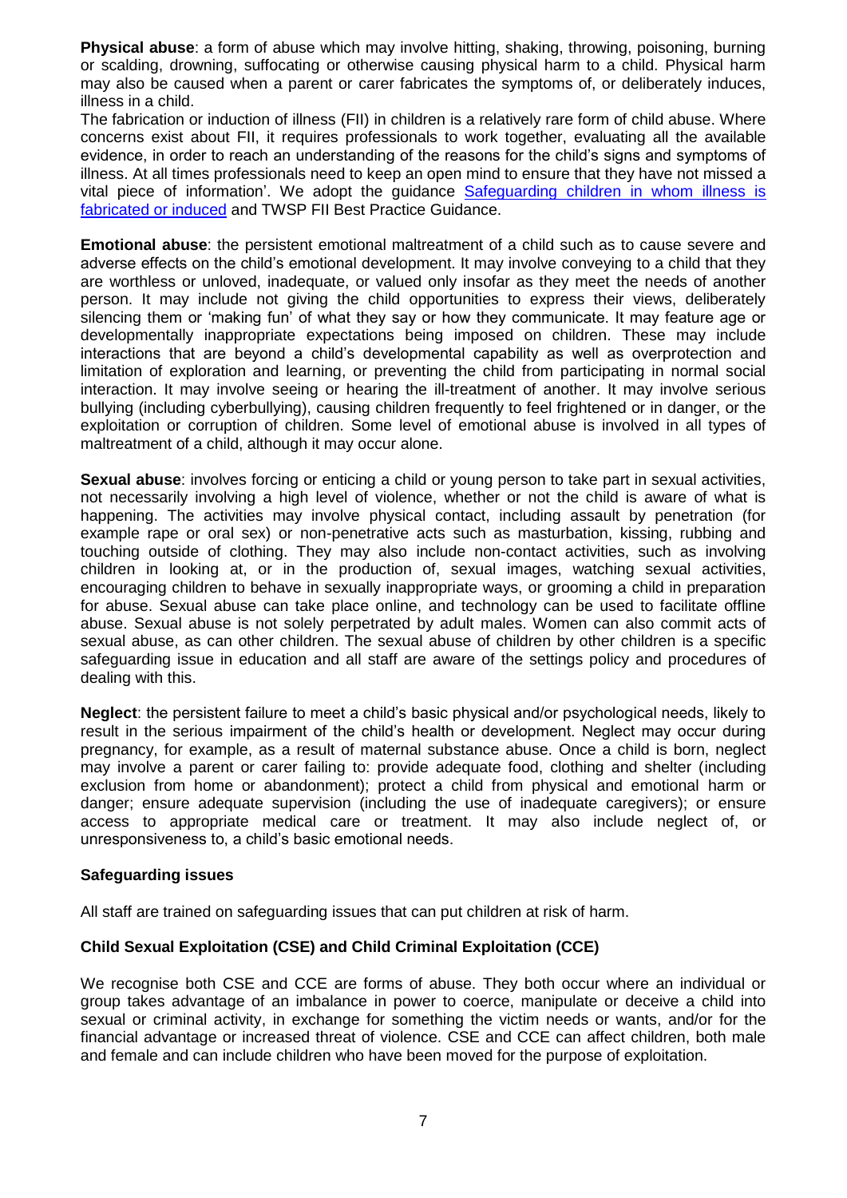**Physical abuse**: a form of abuse which may involve hitting, shaking, throwing, poisoning, burning or scalding, drowning, suffocating or otherwise causing physical harm to a child. Physical harm may also be caused when a parent or carer fabricates the symptoms of, or deliberately induces, illness in a child.

The fabrication or induction of illness (FII) in children is a relatively rare form of child abuse. Where concerns exist about FII, it requires professionals to work together, evaluating all the available evidence, in order to reach an understanding of the reasons for the child's signs and symptoms of illness. At all times professionals need to keep an open mind to ensure that they have not missed a vital piece of information'. We adopt the guidance [Safeguarding children in whom illness is fabricated or induced] and TWSP FII Best Practice Guidance.

**Emotional abuse**: the persistent emotional maltreatment of a child such as to cause severe and adverse effects on the child's emotional development. It may involve conveying to a child that they are worthless or unloved, inadequate, or valued only insofar as they meet the needs of another person. It may include not giving the child opportunities to express their views, deliberately silencing them or 'making fun' of what they say or how they communicate. It may feature age or developmentally inappropriate expectations being imposed on children. These may include interactions that are beyond a child's developmental capability as well as overprotection and limitation of exploration and learning, or preventing the child from participating in normal social interaction. It may involve seeing or hearing the ill-treatment of another. It may involve serious bullying (including cyberbullying), causing children frequently to feel frightened or in danger, or the exploitation or corruption of children. Some level of emotional abuse is involved in all types of maltreatment of a child, although it may occur alone.

**Sexual abuse**: involves forcing or enticing a child or young person to take part in sexual activities, not necessarily involving a high level of violence, whether or not the child is aware of what is happening. The activities may involve physical contact, including assault by penetration (for example rape or oral sex) or non-penetrative acts such as masturbation, kissing, rubbing and touching outside of clothing. They may also include non-contact activities, such as involving children in looking at, or in the production of, sexual images, watching sexual activities, encouraging children to behave in sexually inappropriate ways, or grooming a child in preparation for abuse. Sexual abuse can take place online, and technology can be used to facilitate offline abuse. Sexual abuse is not solely perpetrated by adult males. Women can also commit acts of sexual abuse, as can other children. The sexual abuse of children by other children is a specific safeguarding issue in education and all staff are aware of the settings policy and procedures of dealing with this.

**Neglect**: the persistent failure to meet a child's basic physical and/or psychological needs, likely to result in the serious impairment of the child's health or development. Neglect may occur during pregnancy, for example, as a result of maternal substance abuse. Once a child is born, neglect may involve a parent or carer failing to: provide adequate food, clothing and shelter (including exclusion from home or abandonment); protect a child from physical and emotional harm or danger; ensure adequate supervision (including the use of inadequate caregivers); or ensure access to appropriate medical care or treatment. It may also include neglect of, or unresponsiveness to, a child's basic emotional needs.

**Safeguarding issues**

All staff are trained on safeguarding issues that can put children at risk of harm.

**Child Sexual Exploitation (CSE) and Child Criminal Exploitation (CCE)**

We recognise both CSE and CCE are forms of abuse. They both occur where an individual or group takes advantage of an imbalance in power to coerce, manipulate or deceive a child into sexual or criminal activity, in exchange for something the victim needs or wants, and/or for the financial advantage or increased threat of violence. CSE and CCE can affect children, both male and female and can include children who have been moved for the purpose of exploitation.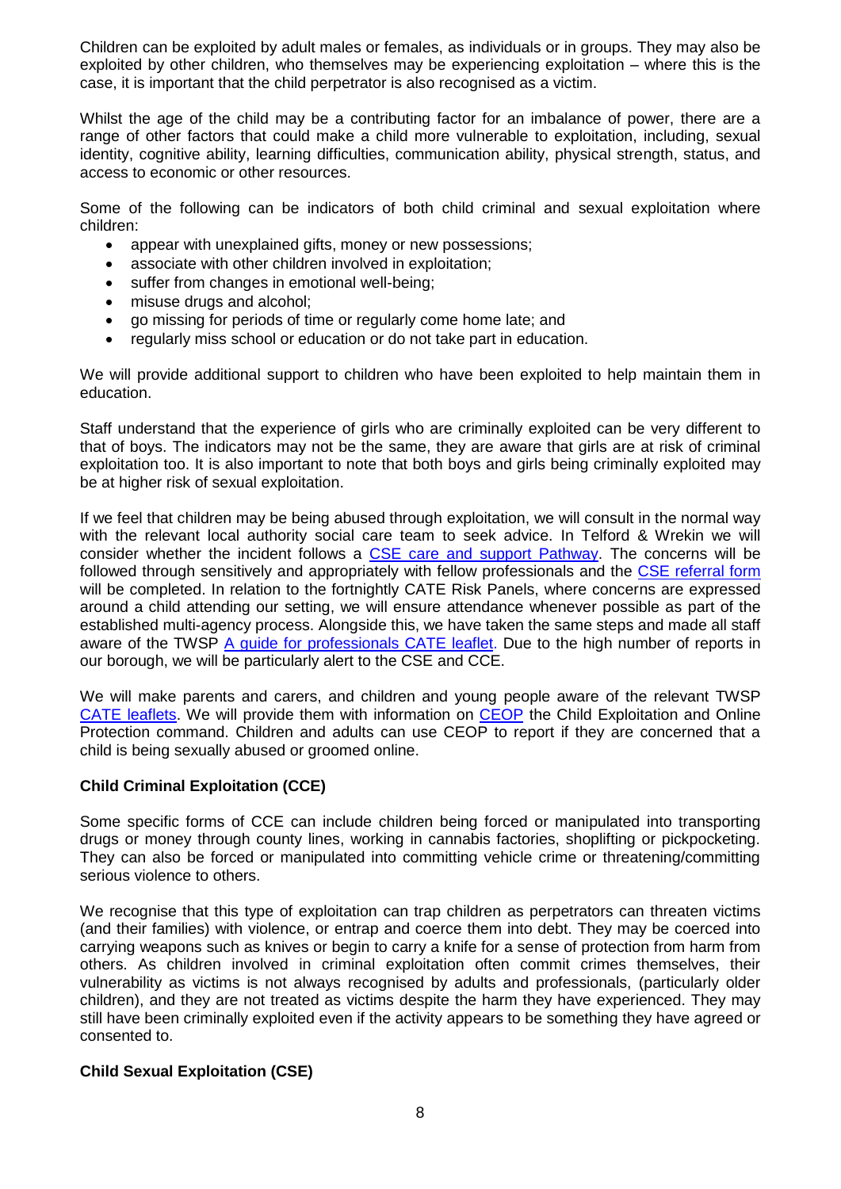Children can be exploited by adult males or females, as individuals or in groups. They may also be exploited by other children, who themselves may be experiencing exploitation – where this is the case, it is important that the child perpetrator is also recognised as a victim.

Whilst the age of the child may be a contributing factor for an imbalance of power, there are a range of other factors that could make a child more vulnerable to exploitation, including, sexual identity, cognitive ability, learning difficulties, communication ability, physical strength, status, and access to economic or other resources.

Some of the following can be indicators of both child criminal and sexual exploitation where children:

- appear with unexplained gifts, money or new possessions;
- associate with other children involved in exploitation;
- suffer from changes in emotional well-being;
- misuse drugs and alcohol;
- go missing for periods of time or regularly come home late; and
- regularly miss school or education or do not take part in education.

We will provide additional support to children who have been exploited to help maintain them in education.

Staff understand that the experience of girls who are criminally exploited can be very different to that of boys. The indicators may not be the same, they are aware that girls are at risk of criminal exploitation too. It is also important to note that both boys and girls being criminally exploited may be at higher risk of sexual exploitation.

If we feel that children may be being abused through exploitation, we will consult in the normal way with the relevant local authority social care team to seek advice. In Telford & Wrekin we will consider whether the incident follows a CSE care and support Pathway. The concerns will be followed through sensitively and appropriately with fellow professionals and the CSE referral form will be completed. In relation to the fortnightly CATE Risk Panels, where concerns are expressed around a child attending our setting, we will ensure attendance whenever possible as part of the established multi-agency process. Alongside this, we have taken the same steps and made all staff aware of the TWSP A guide for professionals CATE leaflet. Due to the high number of reports in our borough, we will be particularly alert to the CSE and CCE.

We will make parents and carers, and children and young people aware of the relevant TWSP CATE leaflets. We will provide them with information on CEOP the Child Exploitation and Online Protection command. Children and adults can use CEOP to report if they are concerned that a child is being sexually abused or groomed online.

**Child Criminal Exploitation (CCE)**

Some specific forms of CCE can include children being forced or manipulated into transporting drugs or money through county lines, working in cannabis factories, shoplifting or pickpocketing. They can also be forced or manipulated into committing vehicle crime or threatening/committing serious violence to others.

We recognise that this type of exploitation can trap children as perpetrators can threaten victims (and their families) with violence, or entrap and coerce them into debt. They may be coerced into carrying weapons such as knives or begin to carry a knife for a sense of protection from harm from others. As children involved in criminal exploitation often commit crimes themselves, their vulnerability as victims is not always recognised by adults and professionals, (particularly older children), and they are not treated as victims despite the harm they have experienced. They may still have been criminally exploited even if the activity appears to be something they have agreed or consented to.

**Child Sexual Exploitation (CSE)**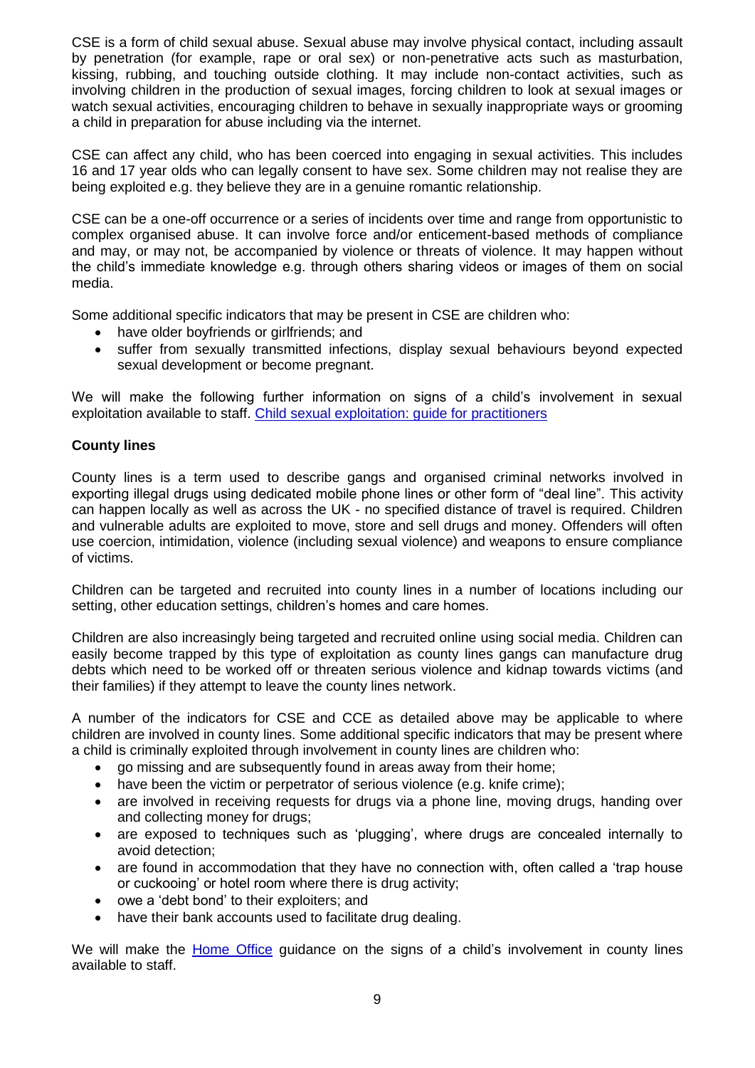CSE is a form of child sexual abuse. Sexual abuse may involve physical contact, including assault by penetration (for example, rape or oral sex) or non-penetrative acts such as masturbation, kissing, rubbing, and touching outside clothing. It may include non-contact activities, such as involving children in the production of sexual images, forcing children to look at sexual images or watch sexual activities, encouraging children to behave in sexually inappropriate ways or grooming a child in preparation for abuse including via the internet.

CSE can affect any child, who has been coerced into engaging in sexual activities. This includes 16 and 17 year olds who can legally consent to have sex. Some children may not realise they are being exploited e.g. they believe they are in a genuine romantic relationship.

CSE can be a one-off occurrence or a series of incidents over time and range from opportunistic to complex organised abuse. It can involve force and/or enticement-based methods of compliance and may, or may not, be accompanied by violence or threats of violence. It may happen without the child's immediate knowledge e.g. through others sharing videos or images of them on social media.

Some additional specific indicators that may be present in CSE are children who:

- have older boyfriends or girlfriends; and
- suffer from sexually transmitted infections, display sexual behaviours beyond expected sexual development or become pregnant.

We will make the following further information on signs of a child's involvement in sexual exploitation available to staff. [Child sexual exploitation: guide for practitioners]

**County lines**

County lines is a term used to describe gangs and organised criminal networks involved in exporting illegal drugs using dedicated mobile phone lines or other form of "deal line". This activity can happen locally as well as across the UK - no specified distance of travel is required. Children and vulnerable adults are exploited to move, store and sell drugs and money. Offenders will often use coercion, intimidation, violence (including sexual violence) and weapons to ensure compliance of victims.

Children can be targeted and recruited into county lines in a number of locations including our setting, other education settings, children's homes and care homes.

Children are also increasingly being targeted and recruited online using social media. Children can easily become trapped by this type of exploitation as county lines gangs can manufacture drug debts which need to be worked off or threaten serious violence and kidnap towards victims (and their families) if they attempt to leave the county lines network.

A number of the indicators for CSE and CCE as detailed above may be applicable to where children are involved in county lines. Some additional specific indicators that may be present where a child is criminally exploited through involvement in county lines are children who:

- go missing and are subsequently found in areas away from their home;
- have been the victim or perpetrator of serious violence (e.g. knife crime);
- are involved in receiving requests for drugs via a phone line, moving drugs, handing over and collecting money for drugs;
- are exposed to techniques such as 'plugging', where drugs are concealed internally to avoid detection;
- are found in accommodation that they have no connection with, often called a 'trap house or cuckooing' or hotel room where there is drug activity;
- owe a 'debt bond' to their exploiters; and
- have their bank accounts used to facilitate drug dealing.

We will make the [Home Office] guidance on the signs of a child's involvement in county lines available to staff.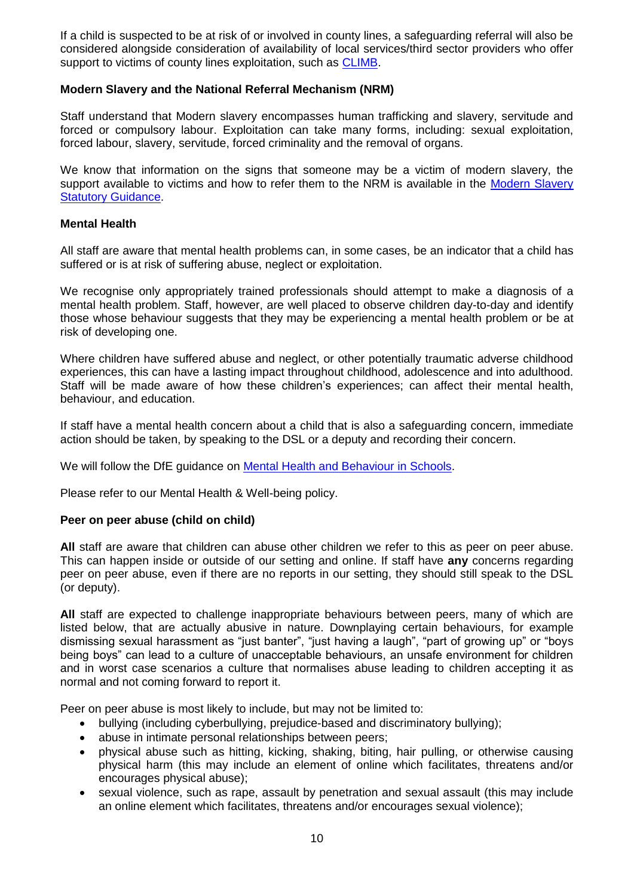If a child is suspected to be at risk of or involved in county lines, a safeguarding referral will also be considered alongside consideration of availability of local services/third sector providers who offer support to victims of county lines exploitation, such as CLIMB.

**Modern Slavery and the National Referral Mechanism (NRM)**

Staff understand that Modern slavery encompasses human trafficking and slavery, servitude and forced or compulsory labour. Exploitation can take many forms, including: sexual exploitation, forced labour, slavery, servitude, forced criminality and the removal of organs.

We know that information on the signs that someone may be a victim of modern slavery, the support available to victims and how to refer them to the NRM is available in the Modern Slavery Statutory Guidance.

**Mental Health**

All staff are aware that mental health problems can, in some cases, be an indicator that a child has suffered or is at risk of suffering abuse, neglect or exploitation.

We recognise only appropriately trained professionals should attempt to make a diagnosis of a mental health problem. Staff, however, are well placed to observe children day-to-day and identify those whose behaviour suggests that they may be experiencing a mental health problem or be at risk of developing one.

Where children have suffered abuse and neglect, or other potentially traumatic adverse childhood experiences, this can have a lasting impact throughout childhood, adolescence and into adulthood. Staff will be made aware of how these children's experiences; can affect their mental health, behaviour, and education.

If staff have a mental health concern about a child that is also a safeguarding concern, immediate action should be taken, by speaking to the DSL or a deputy and recording their concern.

We will follow the DfE guidance on Mental Health and Behaviour in Schools.

Please refer to our Mental Health & Well-being policy.

**Peer on peer abuse (child on child)**

**All** staff are aware that children can abuse other children we refer to this as peer on peer abuse. This can happen inside or outside of our setting and online. If staff have **any** concerns regarding peer on peer abuse, even if there are no reports in our setting, they should still speak to the DSL (or deputy).

**All** staff are expected to challenge inappropriate behaviours between peers, many of which are listed below, that are actually abusive in nature. Downplaying certain behaviours, for example dismissing sexual harassment as "just banter", "just having a laugh", "part of growing up" or "boys being boys" can lead to a culture of unacceptable behaviours, an unsafe environment for children and in worst case scenarios a culture that normalises abuse leading to children accepting it as normal and not coming forward to report it.

Peer on peer abuse is most likely to include, but may not be limited to:

- bullying (including cyberbullying, prejudice-based and discriminatory bullying);
- abuse in intimate personal relationships between peers;
- physical abuse such as hitting, kicking, shaking, biting, hair pulling, or otherwise causing physical harm (this may include an element of online which facilitates, threatens and/or encourages physical abuse);
- sexual violence, such as rape, assault by penetration and sexual assault (this may include an online element which facilitates, threatens and/or encourages sexual violence);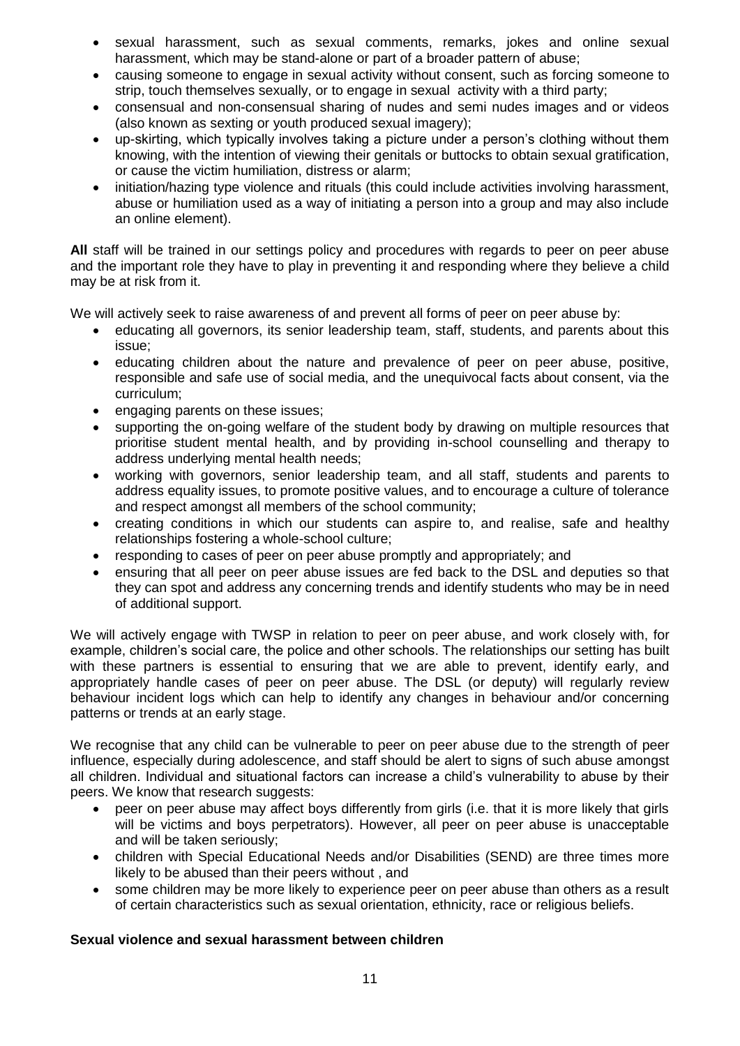- sexual harassment, such as sexual comments, remarks, jokes and online sexual harassment, which may be stand-alone or part of a broader pattern of abuse;
- causing someone to engage in sexual activity without consent, such as forcing someone to strip, touch themselves sexually, or to engage in sexual activity with a third party;
- consensual and non-consensual sharing of nudes and semi nudes images and or videos (also known as sexting or youth produced sexual imagery);
- up-skirting, which typically involves taking a picture under a person's clothing without them knowing, with the intention of viewing their genitals or buttocks to obtain sexual gratification, or cause the victim humiliation, distress or alarm;
- initiation/hazing type violence and rituals (this could include activities involving harassment, abuse or humiliation used as a way of initiating a person into a group and may also include an online element).

**All** staff will be trained in our settings policy and procedures with regards to peer on peer abuse and the important role they have to play in preventing it and responding where they believe a child may be at risk from it.

We will actively seek to raise awareness of and prevent all forms of peer on peer abuse by:

- educating all governors, its senior leadership team, staff, students, and parents about this issue;
- educating children about the nature and prevalence of peer on peer abuse, positive, responsible and safe use of social media, and the unequivocal facts about consent, via the curriculum;
- engaging parents on these issues;
- supporting the on-going welfare of the student body by drawing on multiple resources that prioritise student mental health, and by providing in-school counselling and therapy to address underlying mental health needs;
- working with governors, senior leadership team, and all staff, students and parents to address equality issues, to promote positive values, and to encourage a culture of tolerance and respect amongst all members of the school community;
- creating conditions in which our students can aspire to, and realise, safe and healthy relationships fostering a whole-school culture;
- responding to cases of peer on peer abuse promptly and appropriately; and
- ensuring that all peer on peer abuse issues are fed back to the DSL and deputies so that they can spot and address any concerning trends and identify students who may be in need of additional support.

We will actively engage with TWSP in relation to peer on peer abuse, and work closely with, for example, children's social care, the police and other schools. The relationships our setting has built with these partners is essential to ensuring that we are able to prevent, identify early, and appropriately handle cases of peer on peer abuse. The DSL (or deputy) will regularly review behaviour incident logs which can help to identify any changes in behaviour and/or concerning patterns or trends at an early stage.

We recognise that any child can be vulnerable to peer on peer abuse due to the strength of peer influence, especially during adolescence, and staff should be alert to signs of such abuse amongst all children. Individual and situational factors can increase a child's vulnerability to abuse by their peers. We know that research suggests:

- peer on peer abuse may affect boys differently from girls (i.e. that it is more likely that girls will be victims and boys perpetrators). However, all peer on peer abuse is unacceptable and will be taken seriously;
- children with Special Educational Needs and/or Disabilities (SEND) are three times more likely to be abused than their peers without , and
- some children may be more likely to experience peer on peer abuse than others as a result of certain characteristics such as sexual orientation, ethnicity, race or religious beliefs.

**Sexual violence and sexual harassment between children**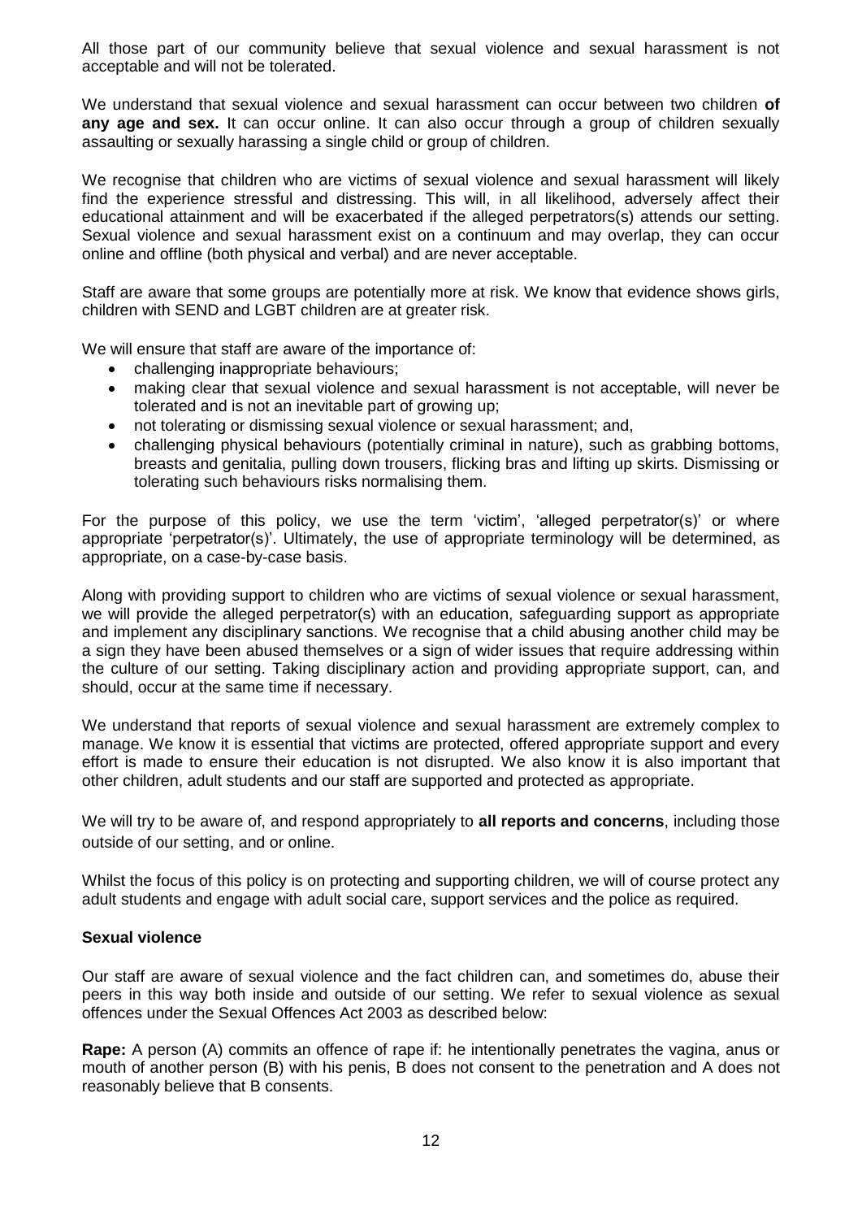All those part of our community believe that sexual violence and sexual harassment is not acceptable and will not be tolerated.

We understand that sexual violence and sexual harassment can occur between two children **of any age and sex.** It can occur online. It can also occur through a group of children sexually assaulting or sexually harassing a single child or group of children.

We recognise that children who are victims of sexual violence and sexual harassment will likely find the experience stressful and distressing. This will, in all likelihood, adversely affect their educational attainment and will be exacerbated if the alleged perpetrators(s) attends our setting. Sexual violence and sexual harassment exist on a continuum and may overlap, they can occur online and offline (both physical and verbal) and are never acceptable.

Staff are aware that some groups are potentially more at risk. We know that evidence shows girls, children with SEND and LGBT children are at greater risk.

We will ensure that staff are aware of the importance of:

- challenging inappropriate behaviours;
- making clear that sexual violence and sexual harassment is not acceptable, will never be tolerated and is not an inevitable part of growing up;
- not tolerating or dismissing sexual violence or sexual harassment; and,
- challenging physical behaviours (potentially criminal in nature), such as grabbing bottoms, breasts and genitalia, pulling down trousers, flicking bras and lifting up skirts. Dismissing or tolerating such behaviours risks normalising them.

For the purpose of this policy, we use the term 'victim', 'alleged perpetrator(s)' or where appropriate 'perpetrator(s)'. Ultimately, the use of appropriate terminology will be determined, as appropriate, on a case-by-case basis.

Along with providing support to children who are victims of sexual violence or sexual harassment, we will provide the alleged perpetrator(s) with an education, safeguarding support as appropriate and implement any disciplinary sanctions. We recognise that a child abusing another child may be a sign they have been abused themselves or a sign of wider issues that require addressing within the culture of our setting. Taking disciplinary action and providing appropriate support, can, and should, occur at the same time if necessary.

We understand that reports of sexual violence and sexual harassment are extremely complex to manage. We know it is essential that victims are protected, offered appropriate support and every effort is made to ensure their education is not disrupted. We also know it is also important that other children, adult students and our staff are supported and protected as appropriate.

We will try to be aware of, and respond appropriately to **all reports and concerns**, including those outside of our setting, and or online.

Whilst the focus of this policy is on protecting and supporting children, we will of course protect any adult students and engage with adult social care, support services and the police as required.

### Sexual violence

Our staff are aware of sexual violence and the fact children can, and sometimes do, abuse their peers in this way both inside and outside of our setting. We refer to sexual violence as sexual offences under the Sexual Offences Act 2003 as described below:

**Rape:** A person (A) commits an offence of rape if: he intentionally penetrates the vagina, anus or mouth of another person (B) with his penis, B does not consent to the penetration and A does not reasonably believe that B consents.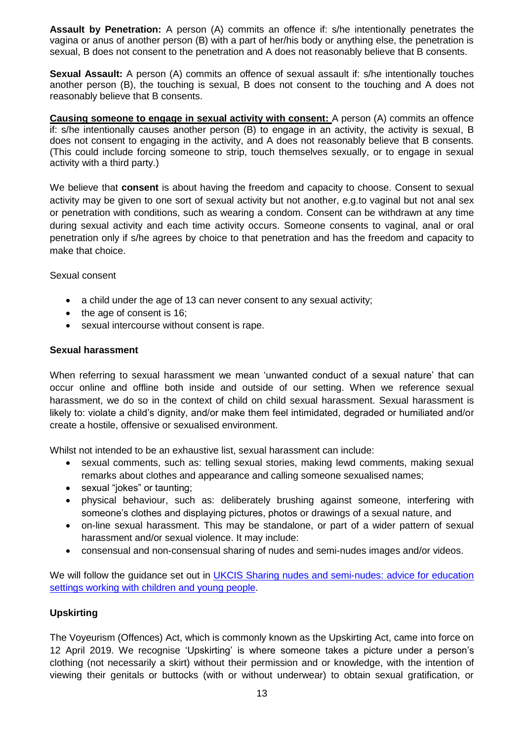**Assault by Penetration:** A person (A) commits an offence if: s/he intentionally penetrates the vagina or anus of another person (B) with a part of her/his body or anything else, the penetration is sexual, B does not consent to the penetration and A does not reasonably believe that B consents.

**Sexual Assault:** A person (A) commits an offence of sexual assault if: s/he intentionally touches another person (B), the touching is sexual, B does not consent to the touching and A does not reasonably believe that B consents.

**Causing someone to engage in sexual activity with consent:** A person (A) commits an offence if: s/he intentionally causes another person (B) to engage in an activity, the activity is sexual, B does not consent to engaging in the activity, and A does not reasonably believe that B consents. (This could include forcing someone to strip, touch themselves sexually, or to engage in sexual activity with a third party.)

We believe that **consent** is about having the freedom and capacity to choose. Consent to sexual activity may be given to one sort of sexual activity but not another, e.g.to vaginal but not anal sex or penetration with conditions, such as wearing a condom. Consent can be withdrawn at any time during sexual activity and each time activity occurs. Someone consents to vaginal, anal or oral penetration only if s/he agrees by choice to that penetration and has the freedom and capacity to make that choice.

Sexual consent

- a child under the age of 13 can never consent to any sexual activity;
- the age of consent is 16;
- sexual intercourse without consent is rape.

**Sexual harassment**

When referring to sexual harassment we mean 'unwanted conduct of a sexual nature' that can occur online and offline both inside and outside of our setting. When we reference sexual harassment, we do so in the context of child on child sexual harassment. Sexual harassment is likely to: violate a child's dignity, and/or make them feel intimidated, degraded or humiliated and/or create a hostile, offensive or sexualised environment.

Whilst not intended to be an exhaustive list, sexual harassment can include:

- sexual comments, such as: telling sexual stories, making lewd comments, making sexual remarks about clothes and appearance and calling someone sexualised names;
- sexual "jokes" or taunting;
- physical behaviour, such as: deliberately brushing against someone, interfering with someone's clothes and displaying pictures, photos or drawings of a sexual nature, and
- on-line sexual harassment. This may be standalone, or part of a wider pattern of sexual harassment and/or sexual violence. It may include:
- consensual and non-consensual sharing of nudes and semi-nudes images and/or videos.

We will follow the guidance set out in UKCIS Sharing nudes and semi-nudes: advice for education settings working with children and young people.

**Upskirting**

The Voyeurism (Offences) Act, which is commonly known as the Upskirting Act, came into force on 12 April 2019. We recognise 'Upskirting' is where someone takes a picture under a person's clothing (not necessarily a skirt) without their permission and or knowledge, with the intention of viewing their genitals or buttocks (with or without underwear) to obtain sexual gratification, or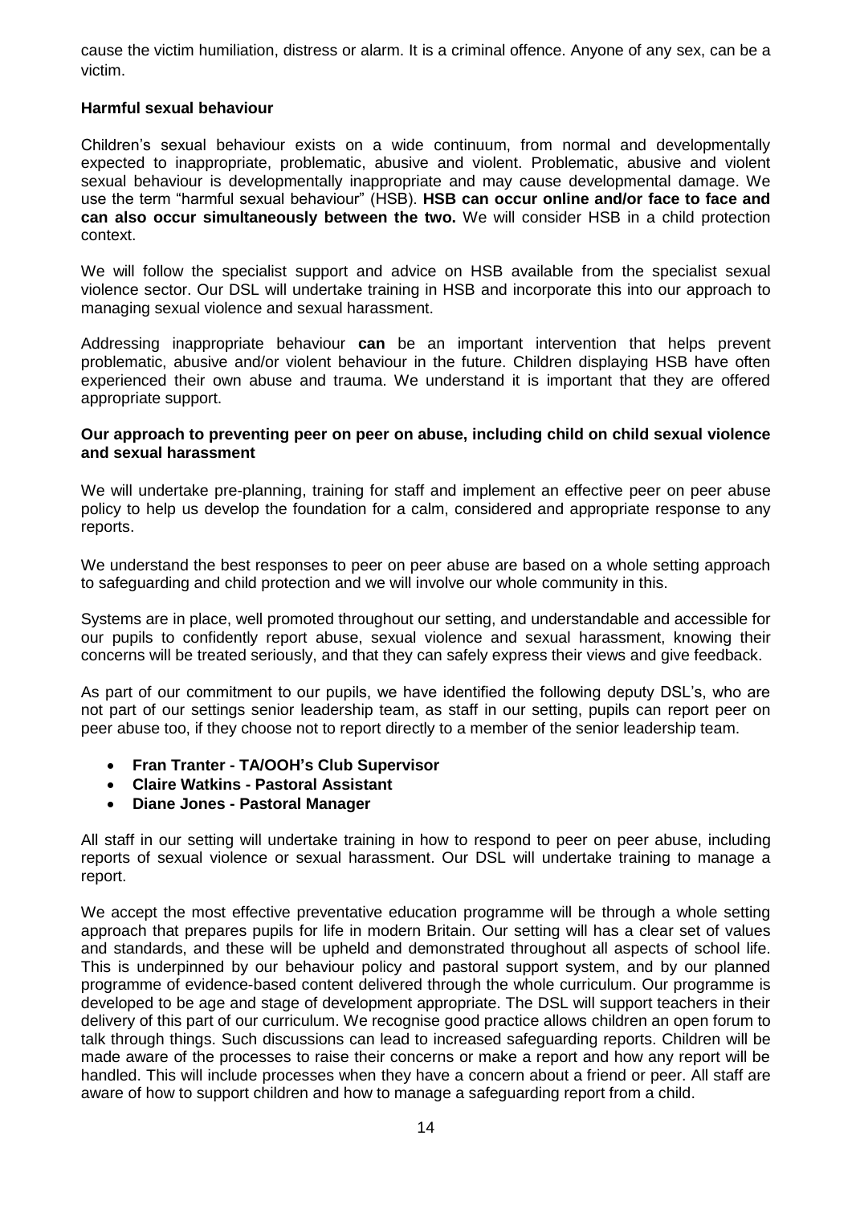cause the victim humiliation, distress or alarm. It is a criminal offence. Anyone of any sex, can be a victim.

**Harmful sexual behaviour**

Children's sexual behaviour exists on a wide continuum, from normal and developmentally expected to inappropriate, problematic, abusive and violent. Problematic, abusive and violent sexual behaviour is developmentally inappropriate and may cause developmental damage. We use the term "harmful sexual behaviour" (HSB). **HSB can occur online and/or face to face and can also occur simultaneously between the two.** We will consider HSB in a child protection context.

We will follow the specialist support and advice on HSB available from the specialist sexual violence sector. Our DSL will undertake training in HSB and incorporate this into our approach to managing sexual violence and sexual harassment.

Addressing inappropriate behaviour **can** be an important intervention that helps prevent problematic, abusive and/or violent behaviour in the future. Children displaying HSB have often experienced their own abuse and trauma. We understand it is important that they are offered appropriate support.

**Our approach to preventing peer on peer on abuse, including child on child sexual violence and sexual harassment**

We will undertake pre-planning, training for staff and implement an effective peer on peer abuse policy to help us develop the foundation for a calm, considered and appropriate response to any reports.

We understand the best responses to peer on peer abuse are based on a whole setting approach to safeguarding and child protection and we will involve our whole community in this.

Systems are in place, well promoted throughout our setting, and understandable and accessible for our pupils to confidently report abuse, sexual violence and sexual harassment, knowing their concerns will be treated seriously, and that they can safely express their views and give feedback.

As part of our commitment to our pupils, we have identified the following deputy DSL's, who are not part of our settings senior leadership team, as staff in our setting, pupils can report peer on peer abuse too, if they choose not to report directly to a member of the senior leadership team.

- **Fran Tranter - TA/OOH's Club Supervisor**
- **Claire Watkins - Pastoral Assistant**
- **Diane Jones - Pastoral Manager**

All staff in our setting will undertake training in how to respond to peer on peer abuse, including reports of sexual violence or sexual harassment. Our DSL will undertake training to manage a report.

We accept the most effective preventative education programme will be through a whole setting approach that prepares pupils for life in modern Britain. Our setting will has a clear set of values and standards, and these will be upheld and demonstrated throughout all aspects of school life. This is underpinned by our behaviour policy and pastoral support system, and by our planned programme of evidence-based content delivered through the whole curriculum. Our programme is developed to be age and stage of development appropriate. The DSL will support teachers in their delivery of this part of our curriculum. We recognise good practice allows children an open forum to talk through things. Such discussions can lead to increased safeguarding reports. Children will be made aware of the processes to raise their concerns or make a report and how any report will be handled. This will include processes when they have a concern about a friend or peer. All staff are aware of how to support children and how to manage a safeguarding report from a child.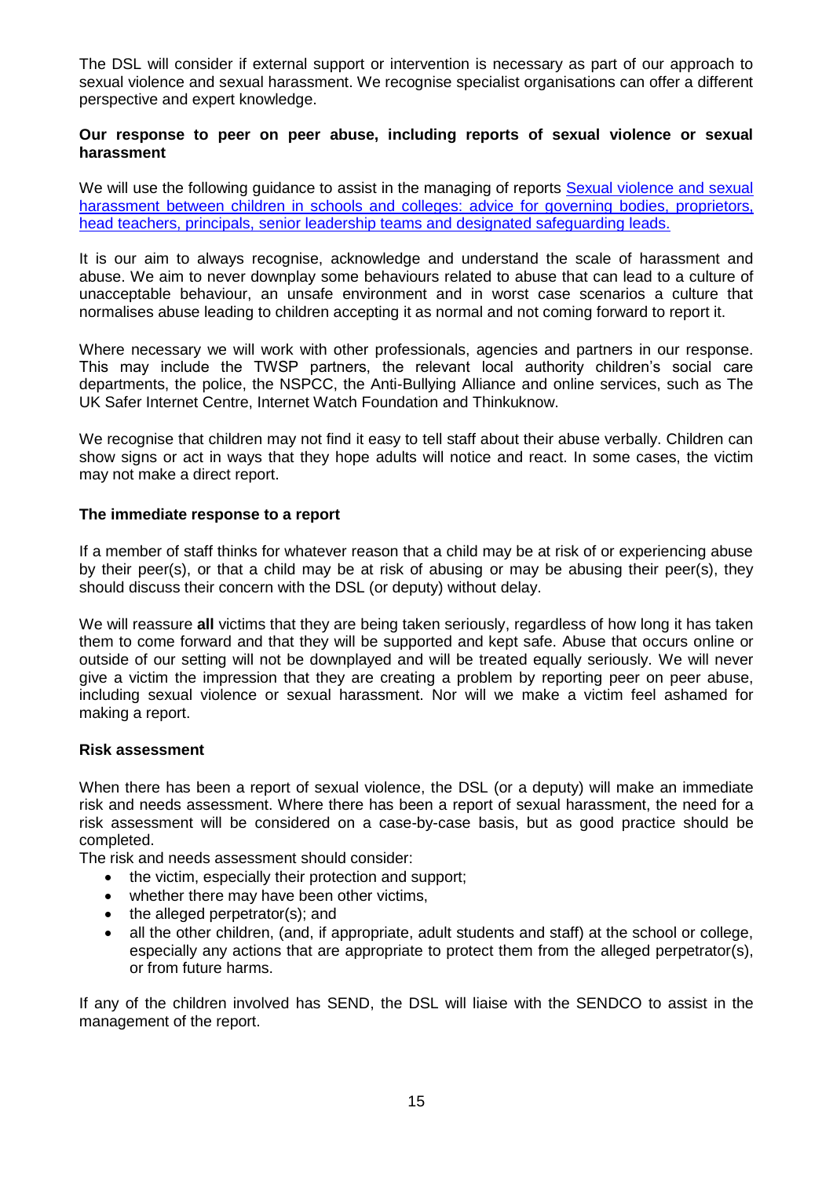The DSL will consider if external support or intervention is necessary as part of our approach to sexual violence and sexual harassment. We recognise specialist organisations can offer a different perspective and expert knowledge.

**Our response to peer on peer abuse, including reports of sexual violence or sexual harassment**

We will use the following guidance to assist in the managing of reports [Sexual violence and sexual harassment between children in schools and colleges: advice for governing bodies, proprietors, head teachers, principals, senior leadership teams and designated safeguarding leads.]()

It is our aim to always recognise, acknowledge and understand the scale of harassment and abuse. We aim to never downplay some behaviours related to abuse that can lead to a culture of unacceptable behaviour, an unsafe environment and in worst case scenarios a culture that normalises abuse leading to children accepting it as normal and not coming forward to report it.

Where necessary we will work with other professionals, agencies and partners in our response. This may include the TWSP partners, the relevant local authority children's social care departments, the police, the NSPCC, the Anti-Bullying Alliance and online services, such as The UK Safer Internet Centre, Internet Watch Foundation and Thinkuknow.

We recognise that children may not find it easy to tell staff about their abuse verbally. Children can show signs or act in ways that they hope adults will notice and react. In some cases, the victim may not make a direct report.

**The immediate response to a report**

If a member of staff thinks for whatever reason that a child may be at risk of or experiencing abuse by their peer(s), or that a child may be at risk of abusing or may be abusing their peer(s), they should discuss their concern with the DSL (or deputy) without delay.

We will reassure **all** victims that they are being taken seriously, regardless of how long it has taken them to come forward and that they will be supported and kept safe. Abuse that occurs online or outside of our setting will not be downplayed and will be treated equally seriously. We will never give a victim the impression that they are creating a problem by reporting peer on peer abuse, including sexual violence or sexual harassment. Nor will we make a victim feel ashamed for making a report.

**Risk assessment**

When there has been a report of sexual violence, the DSL (or a deputy) will make an immediate risk and needs assessment. Where there has been a report of sexual harassment, the need for a risk assessment will be considered on a case-by-case basis, but as good practice should be completed.

The risk and needs assessment should consider:

- the victim, especially their protection and support;
- whether there may have been other victims,
- the alleged perpetrator(s); and
- all the other children, (and, if appropriate, adult students and staff) at the school or college, especially any actions that are appropriate to protect them from the alleged perpetrator(s), or from future harms.

If any of the children involved has SEND, the DSL will liaise with the SENDCO to assist in the management of the report.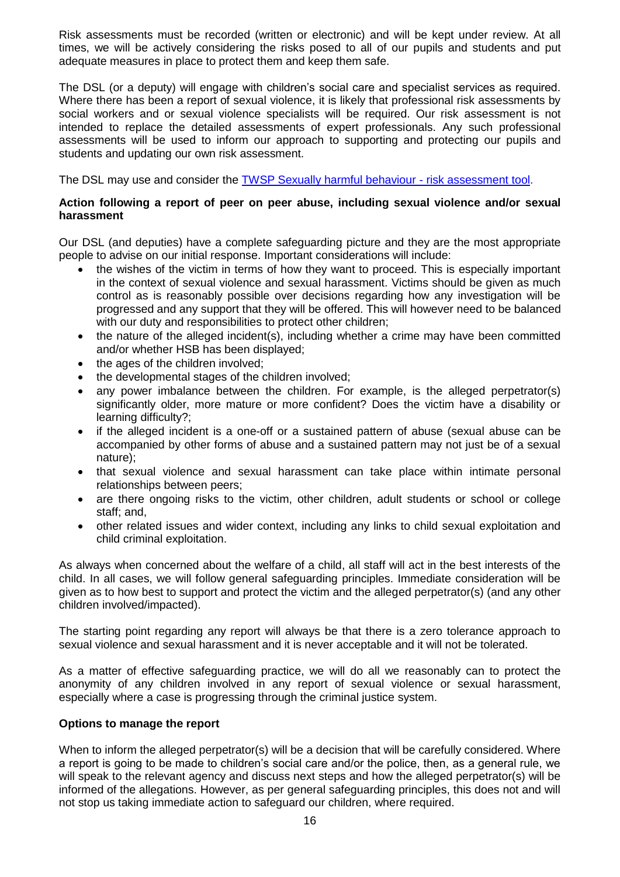Risk assessments must be recorded (written or electronic) and will be kept under review. At all times, we will be actively considering the risks posed to all of our pupils and students and put adequate measures in place to protect them and keep them safe.

The DSL (or a deputy) will engage with children's social care and specialist services as required. Where there has been a report of sexual violence, it is likely that professional risk assessments by social workers and or sexual violence specialists will be required. Our risk assessment is not intended to replace the detailed assessments of expert professionals. Any such professional assessments will be used to inform our approach to supporting and protecting our pupils and students and updating our own risk assessment.

The DSL may use and consider the TWSP Sexually harmful behaviour - risk assessment tool.

**Action following a report of peer on peer abuse, including sexual violence and/or sexual harassment**

Our DSL (and deputies) have a complete safeguarding picture and they are the most appropriate people to advise on our initial response. Important considerations will include:

- the wishes of the victim in terms of how they want to proceed. This is especially important in the context of sexual violence and sexual harassment. Victims should be given as much control as is reasonably possible over decisions regarding how any investigation will be progressed and any support that they will be offered. This will however need to be balanced with our duty and responsibilities to protect other children;
- the nature of the alleged incident(s), including whether a crime may have been committed and/or whether HSB has been displayed;
- the ages of the children involved;
- the developmental stages of the children involved;
- any power imbalance between the children. For example, is the alleged perpetrator(s) significantly older, more mature or more confident? Does the victim have a disability or learning difficulty?;
- if the alleged incident is a one-off or a sustained pattern of abuse (sexual abuse can be accompanied by other forms of abuse and a sustained pattern may not just be of a sexual nature);
- that sexual violence and sexual harassment can take place within intimate personal relationships between peers;
- are there ongoing risks to the victim, other children, adult students or school or college staff; and,
- other related issues and wider context, including any links to child sexual exploitation and child criminal exploitation.

As always when concerned about the welfare of a child, all staff will act in the best interests of the child. In all cases, we will follow general safeguarding principles. Immediate consideration will be given as to how best to support and protect the victim and the alleged perpetrator(s) (and any other children involved/impacted).

The starting point regarding any report will always be that there is a zero tolerance approach to sexual violence and sexual harassment and it is never acceptable and it will not be tolerated.

As a matter of effective safeguarding practice, we will do all we reasonably can to protect the anonymity of any children involved in any report of sexual violence or sexual harassment, especially where a case is progressing through the criminal justice system.

**Options to manage the report**

When to inform the alleged perpetrator(s) will be a decision that will be carefully considered. Where a report is going to be made to children's social care and/or the police, then, as a general rule, we will speak to the relevant agency and discuss next steps and how the alleged perpetrator(s) will be informed of the allegations. However, as per general safeguarding principles, this does not and will not stop us taking immediate action to safeguard our children, where required.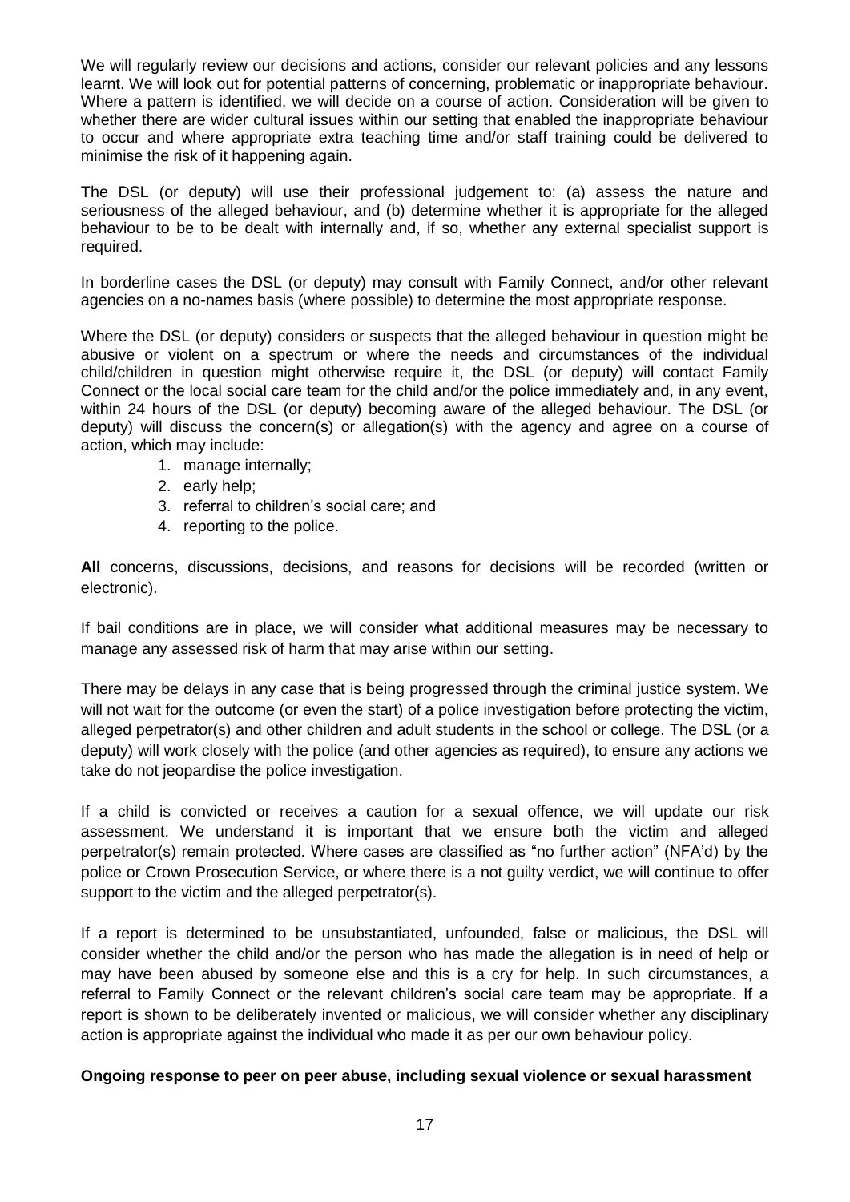We will regularly review our decisions and actions, consider our relevant policies and any lessons learnt. We will look out for potential patterns of concerning, problematic or inappropriate behaviour. Where a pattern is identified, we will decide on a course of action. Consideration will be given to whether there are wider cultural issues within our setting that enabled the inappropriate behaviour to occur and where appropriate extra teaching time and/or staff training could be delivered to minimise the risk of it happening again.

The DSL (or deputy) will use their professional judgement to: (a) assess the nature and seriousness of the alleged behaviour, and (b) determine whether it is appropriate for the alleged behaviour to be to be dealt with internally and, if so, whether any external specialist support is required.

In borderline cases the DSL (or deputy) may consult with Family Connect, and/or other relevant agencies on a no-names basis (where possible) to determine the most appropriate response.

Where the DSL (or deputy) considers or suspects that the alleged behaviour in question might be abusive or violent on a spectrum or where the needs and circumstances of the individual child/children in question might otherwise require it, the DSL (or deputy) will contact Family Connect or the local social care team for the child and/or the police immediately and, in any event, within 24 hours of the DSL (or deputy) becoming aware of the alleged behaviour. The DSL (or deputy) will discuss the concern(s) or allegation(s) with the agency and agree on a course of action, which may include:

1. manage internally;
2. early help;
3. referral to children's social care; and
4. reporting to the police.

**All** concerns, discussions, decisions, and reasons for decisions will be recorded (written or electronic).

If bail conditions are in place, we will consider what additional measures may be necessary to manage any assessed risk of harm that may arise within our setting.

There may be delays in any case that is being progressed through the criminal justice system. We will not wait for the outcome (or even the start) of a police investigation before protecting the victim, alleged perpetrator(s) and other children and adult students in the school or college. The DSL (or a deputy) will work closely with the police (and other agencies as required), to ensure any actions we take do not jeopardise the police investigation.

If a child is convicted or receives a caution for a sexual offence, we will update our risk assessment. We understand it is important that we ensure both the victim and alleged perpetrator(s) remain protected. Where cases are classified as "no further action" (NFA'd) by the police or Crown Prosecution Service, or where there is a not guilty verdict, we will continue to offer support to the victim and the alleged perpetrator(s).

If a report is determined to be unsubstantiated, unfounded, false or malicious, the DSL will consider whether the child and/or the person who has made the allegation is in need of help or may have been abused by someone else and this is a cry for help. In such circumstances, a referral to Family Connect or the relevant children's social care team may be appropriate. If a report is shown to be deliberately invented or malicious, we will consider whether any disciplinary action is appropriate against the individual who made it as per our own behaviour policy.

**Ongoing response to peer on peer abuse, including sexual violence or sexual harassment**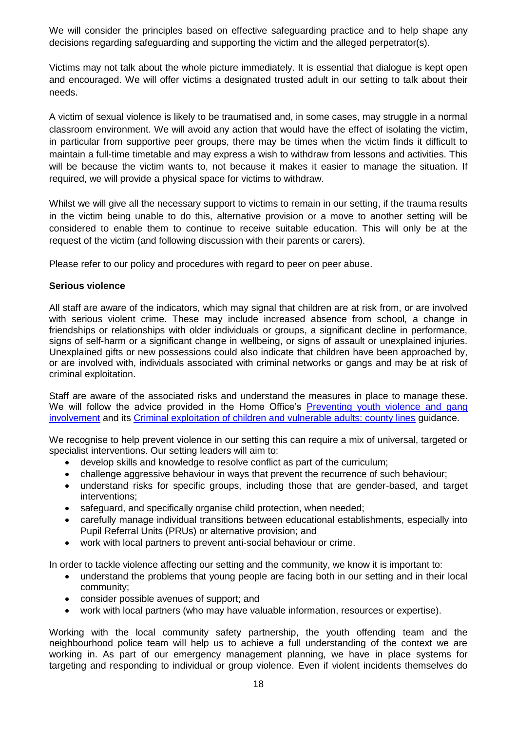We will consider the principles based on effective safeguarding practice and to help shape any decisions regarding safeguarding and supporting the victim and the alleged perpetrator(s).

Victims may not talk about the whole picture immediately. It is essential that dialogue is kept open and encouraged. We will offer victims a designated trusted adult in our setting to talk about their needs.

A victim of sexual violence is likely to be traumatised and, in some cases, may struggle in a normal classroom environment. We will avoid any action that would have the effect of isolating the victim, in particular from supportive peer groups, there may be times when the victim finds it difficult to maintain a full-time timetable and may express a wish to withdraw from lessons and activities. This will be because the victim wants to, not because it makes it easier to manage the situation. If required, we will provide a physical space for victims to withdraw.

Whilst we will give all the necessary support to victims to remain in our setting, if the trauma results in the victim being unable to do this, alternative provision or a move to another setting will be considered to enable them to continue to receive suitable education. This will only be at the request of the victim (and following discussion with their parents or carers).

Please refer to our policy and procedures with regard to peer on peer abuse.

**Serious violence**

All staff are aware of the indicators, which may signal that children are at risk from, or are involved with serious violent crime. These may include increased absence from school, a change in friendships or relationships with older individuals or groups, a significant decline in performance, signs of self-harm or a significant change in wellbeing, or signs of assault or unexplained injuries. Unexplained gifts or new possessions could also indicate that children have been approached by, or are involved with, individuals associated with criminal networks or gangs and may be at risk of criminal exploitation.

Staff are aware of the associated risks and understand the measures in place to manage these. We will follow the advice provided in the Home Office's Preventing youth violence and gang involvement and its Criminal exploitation of children and vulnerable adults: county lines guidance.

We recognise to help prevent violence in our setting this can require a mix of universal, targeted or specialist interventions. Our setting leaders will aim to:

- develop skills and knowledge to resolve conflict as part of the curriculum;
- challenge aggressive behaviour in ways that prevent the recurrence of such behaviour;
- understand risks for specific groups, including those that are gender-based, and target interventions;
- safeguard, and specifically organise child protection, when needed;
- carefully manage individual transitions between educational establishments, especially into Pupil Referral Units (PRUs) or alternative provision; and
- work with local partners to prevent anti-social behaviour or crime.

In order to tackle violence affecting our setting and the community, we know it is important to:

- understand the problems that young people are facing both in our setting and in their local community;
- consider possible avenues of support; and
- work with local partners (who may have valuable information, resources or expertise).

Working with the local community safety partnership, the youth offending team and the neighbourhood police team will help us to achieve a full understanding of the context we are working in. As part of our emergency management planning, we have in place systems for targeting and responding to individual or group violence. Even if violent incidents themselves do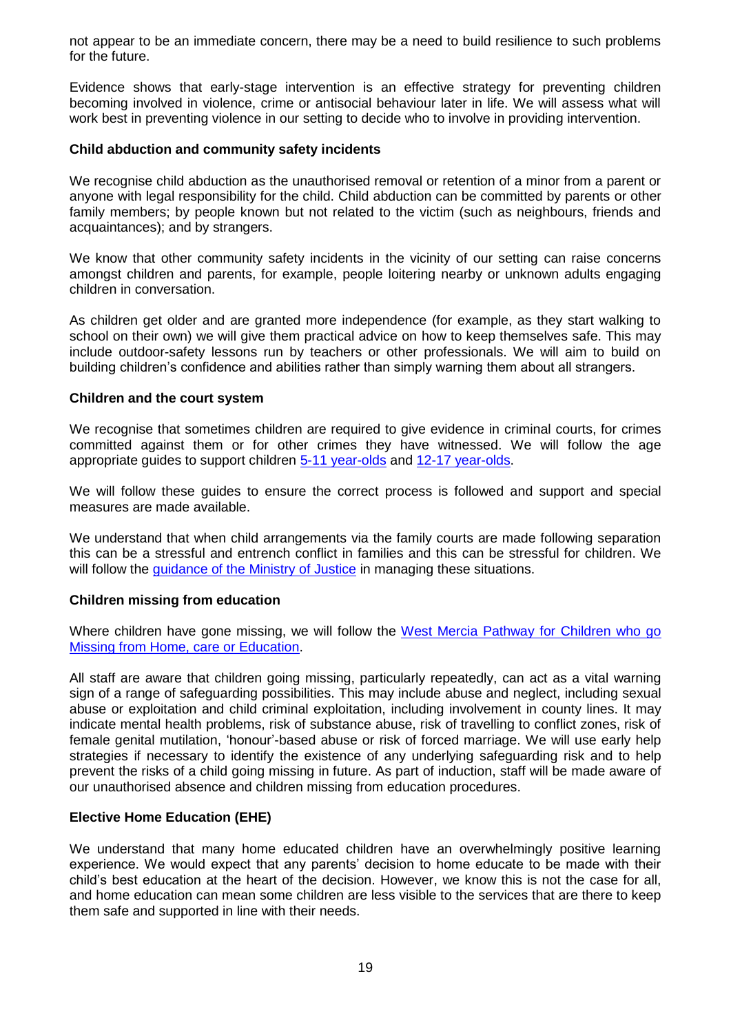not appear to be an immediate concern, there may be a need to build resilience to such problems for the future.

Evidence shows that early-stage intervention is an effective strategy for preventing children becoming involved in violence, crime or antisocial behaviour later in life. We will assess what will work best in preventing violence in our setting to decide who to involve in providing intervention.

**Child abduction and community safety incidents**

We recognise child abduction as the unauthorised removal or retention of a minor from a parent or anyone with legal responsibility for the child. Child abduction can be committed by parents or other family members; by people known but not related to the victim (such as neighbours, friends and acquaintances); and by strangers.

We know that other community safety incidents in the vicinity of our setting can raise concerns amongst children and parents, for example, people loitering nearby or unknown adults engaging children in conversation.

As children get older and are granted more independence (for example, as they start walking to school on their own) we will give them practical advice on how to keep themselves safe. This may include outdoor-safety lessons run by teachers or other professionals. We will aim to build on building children's confidence and abilities rather than simply warning them about all strangers.

**Children and the court system**

We recognise that sometimes children are required to give evidence in criminal courts, for crimes committed against them or for other crimes they have witnessed. We will follow the age appropriate guides to support children 5-11 year-olds and 12-17 year-olds.

We will follow these guides to ensure the correct process is followed and support and special measures are made available.

We understand that when child arrangements via the family courts are made following separation this can be a stressful and entrench conflict in families and this can be stressful for children. We will follow the guidance of the Ministry of Justice in managing these situations.

**Children missing from education**

Where children have gone missing, we will follow the West Mercia Pathway for Children who go Missing from Home, care or Education.

All staff are aware that children going missing, particularly repeatedly, can act as a vital warning sign of a range of safeguarding possibilities. This may include abuse and neglect, including sexual abuse or exploitation and child criminal exploitation, including involvement in county lines. It may indicate mental health problems, risk of substance abuse, risk of travelling to conflict zones, risk of female genital mutilation, 'honour'-based abuse or risk of forced marriage. We will use early help strategies if necessary to identify the existence of any underlying safeguarding risk and to help prevent the risks of a child going missing in future. As part of induction, staff will be made aware of our unauthorised absence and children missing from education procedures.

**Elective Home Education (EHE)**

We understand that many home educated children have an overwhelmingly positive learning experience. We would expect that any parents' decision to home educate to be made with their child's best education at the heart of the decision. However, we know this is not the case for all, and home education can mean some children are less visible to the services that are there to keep them safe and supported in line with their needs.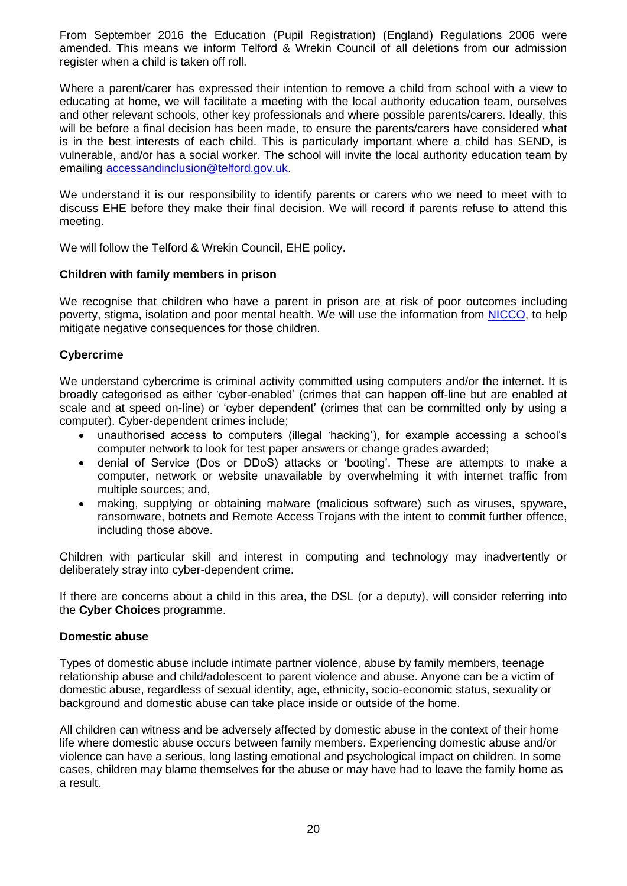From September 2016 the Education (Pupil Registration) (England) Regulations 2006 were amended. This means we inform Telford & Wrekin Council of all deletions from our admission register when a child is taken off roll.

Where a parent/carer has expressed their intention to remove a child from school with a view to educating at home, we will facilitate a meeting with the local authority education team, ourselves and other relevant schools, other key professionals and where possible parents/carers. Ideally, this will be before a final decision has been made, to ensure the parents/carers have considered what is in the best interests of each child. This is particularly important where a child has SEND, is vulnerable, and/or has a social worker. The school will invite the local authority education team by emailing [accessandinclusion@telford.gov.uk](mailto:accessandinclusion@telford.gov.uk).

We understand it is our responsibility to identify parents or carers who we need to meet with to discuss EHE before they make their final decision. We will record if parents refuse to attend this meeting.

We will follow the Telford & Wrekin Council, EHE policy.

**Children with family members in prison**

We recognise that children who have a parent in prison are at risk of poor outcomes including poverty, stigma, isolation and poor mental health. We will use the information from [NICCO](), to help mitigate negative consequences for those children.

**Cybercrime**

We understand cybercrime is criminal activity committed using computers and/or the internet. It is broadly categorised as either 'cyber-enabled' (crimes that can happen off-line but are enabled at scale and at speed on-line) or 'cyber dependent' (crimes that can be committed only by using a computer). Cyber-dependent crimes include;

- unauthorised access to computers (illegal 'hacking'), for example accessing a school's computer network to look for test paper answers or change grades awarded;
- denial of Service (Dos or DDoS) attacks or 'booting'. These are attempts to make a computer, network or website unavailable by overwhelming it with internet traffic from multiple sources; and,
- making, supplying or obtaining malware (malicious software) such as viruses, spyware, ransomware, botnets and Remote Access Trojans with the intent to commit further offence, including those above.

Children with particular skill and interest in computing and technology may inadvertently or deliberately stray into cyber-dependent crime.

If there are concerns about a child in this area, the DSL (or a deputy), will consider referring into the **Cyber Choices** programme.

**Domestic abuse**

Types of domestic abuse include intimate partner violence, abuse by family members, teenage relationship abuse and child/adolescent to parent violence and abuse. Anyone can be a victim of domestic abuse, regardless of sexual identity, age, ethnicity, socio-economic status, sexuality or background and domestic abuse can take place inside or outside of the home.

All children can witness and be adversely affected by domestic abuse in the context of their home life where domestic abuse occurs between family members. Experiencing domestic abuse and/or violence can have a serious, long lasting emotional and psychological impact on children. In some cases, children may blame themselves for the abuse or may have had to leave the family home as a result.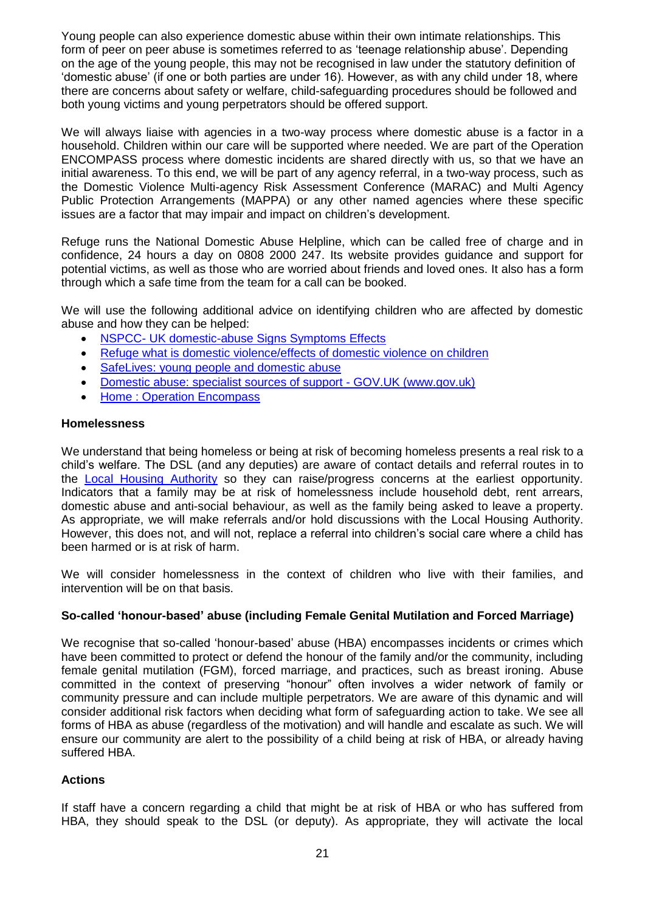Young people can also experience domestic abuse within their own intimate relationships. This form of peer on peer abuse is sometimes referred to as 'teenage relationship abuse'. Depending on the age of the young people, this may not be recognised in law under the statutory definition of 'domestic abuse' (if one or both parties are under 16). However, as with any child under 18, where there are concerns about safety or welfare, child-safeguarding procedures should be followed and both young victims and young perpetrators should be offered support.

We will always liaise with agencies in a two-way process where domestic abuse is a factor in a household. Children within our care will be supported where needed. We are part of the Operation ENCOMPASS process where domestic incidents are shared directly with us, so that we have an initial awareness. To this end, we will be part of any agency referral, in a two-way process, such as the Domestic Violence Multi-agency Risk Assessment Conference (MARAC) and Multi Agency Public Protection Arrangements (MAPPA) or any other named agencies where these specific issues are a factor that may impair and impact on children's development.

Refuge runs the National Domestic Abuse Helpline, which can be called free of charge and in confidence, 24 hours a day on 0808 2000 247. Its website provides guidance and support for potential victims, as well as those who are worried about friends and loved ones. It also has a form through which a safe time from the team for a call can be booked.

We will use the following additional advice on identifying children who are affected by domestic abuse and how they can be helped:

- NSPCC- UK domestic-abuse Signs Symptoms Effects
- Refuge what is domestic violence/effects of domestic violence on children
- SafeLives: young people and domestic abuse
- Domestic abuse: specialist sources of support - GOV.UK (www.gov.uk)
- Home : Operation Encompass

**Homelessness**

We understand that being homeless or being at risk of becoming homeless presents a real risk to a child's welfare. The DSL (and any deputies) are aware of contact details and referral routes in to the Local Housing Authority so they can raise/progress concerns at the earliest opportunity. Indicators that a family may be at risk of homelessness include household debt, rent arrears, domestic abuse and anti-social behaviour, as well as the family being asked to leave a property. As appropriate, we will make referrals and/or hold discussions with the Local Housing Authority. However, this does not, and will not, replace a referral into children's social care where a child has been harmed or is at risk of harm.

We will consider homelessness in the context of children who live with their families, and intervention will be on that basis.

**So-called 'honour-based' abuse (including Female Genital Mutilation and Forced Marriage)**

We recognise that so-called 'honour-based' abuse (HBA) encompasses incidents or crimes which have been committed to protect or defend the honour of the family and/or the community, including female genital mutilation (FGM), forced marriage, and practices, such as breast ironing. Abuse committed in the context of preserving "honour" often involves a wider network of family or community pressure and can include multiple perpetrators. We are aware of this dynamic and will consider additional risk factors when deciding what form of safeguarding action to take. We see all forms of HBA as abuse (regardless of the motivation) and will handle and escalate as such. We will ensure our community are alert to the possibility of a child being at risk of HBA, or already having suffered HBA.

**Actions**

If staff have a concern regarding a child that might be at risk of HBA or who has suffered from HBA, they should speak to the DSL (or deputy). As appropriate, they will activate the local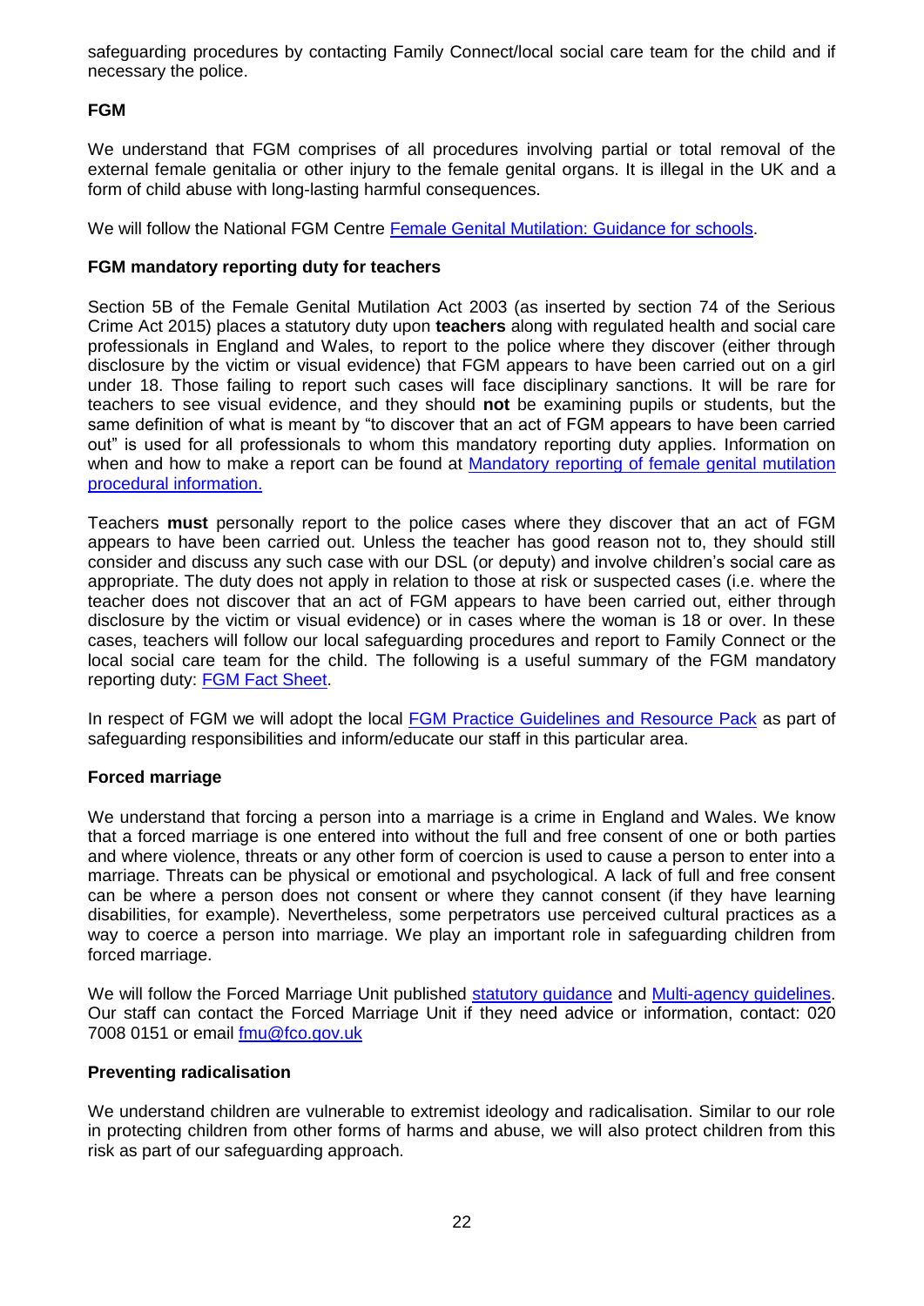safeguarding procedures by contacting Family Connect/local social care team for the child and if necessary the police.

### FGM

We understand that FGM comprises of all procedures involving partial or total removal of the external female genitalia or other injury to the female genital organs. It is illegal in the UK and a form of child abuse with long-lasting harmful consequences.

We will follow the National FGM Centre [Female Genital Mutilation: Guidance for schools](#).

### FGM mandatory reporting duty for teachers

Section 5B of the Female Genital Mutilation Act 2003 (as inserted by section 74 of the Serious Crime Act 2015) places a statutory duty upon **teachers** along with regulated health and social care professionals in England and Wales, to report to the police where they discover (either through disclosure by the victim or visual evidence) that FGM appears to have been carried out on a girl under 18. Those failing to report such cases will face disciplinary sanctions. It will be rare for teachers to see visual evidence, and they should **not** be examining pupils or students, but the same definition of what is meant by "to discover that an act of FGM appears to have been carried out" is used for all professionals to whom this mandatory reporting duty applies. Information on when and how to make a report can be found at [Mandatory reporting of female genital mutilation procedural information.](#)

Teachers **must** personally report to the police cases where they discover that an act of FGM appears to have been carried out. Unless the teacher has good reason not to, they should still consider and discuss any such case with our DSL (or deputy) and involve children's social care as appropriate. The duty does not apply in relation to those at risk or suspected cases (i.e. where the teacher does not discover that an act of FGM appears to have been carried out, either through disclosure by the victim or visual evidence) or in cases where the woman is 18 or over. In these cases, teachers will follow our local safeguarding procedures and report to Family Connect or the local social care team for the child. The following is a useful summary of the FGM mandatory reporting duty: [FGM Fact Sheet](#).

In respect of FGM we will adopt the local [FGM Practice Guidelines and Resource Pack](#) as part of safeguarding responsibilities and inform/educate our staff in this particular area.

### Forced marriage

We understand that forcing a person into a marriage is a crime in England and Wales. We know that a forced marriage is one entered into without the full and free consent of one or both parties and where violence, threats or any other form of coercion is used to cause a person to enter into a marriage. Threats can be physical or emotional and psychological. A lack of full and free consent can be where a person does not consent or where they cannot consent (if they have learning disabilities, for example). Nevertheless, some perpetrators use perceived cultural practices as a way to coerce a person into marriage. We play an important role in safeguarding children from forced marriage.

We will follow the Forced Marriage Unit published [statutory guidance](#) and [Multi-agency guidelines](#). Our staff can contact the Forced Marriage Unit if they need advice or information, contact: 020 7008 0151 or email [fmu@fco.gov.uk](mailto:fmu@fco.gov.uk)

### Preventing radicalisation

We understand children are vulnerable to extremist ideology and radicalisation. Similar to our role in protecting children from other forms of harms and abuse, we will also protect children from this risk as part of our safeguarding approach.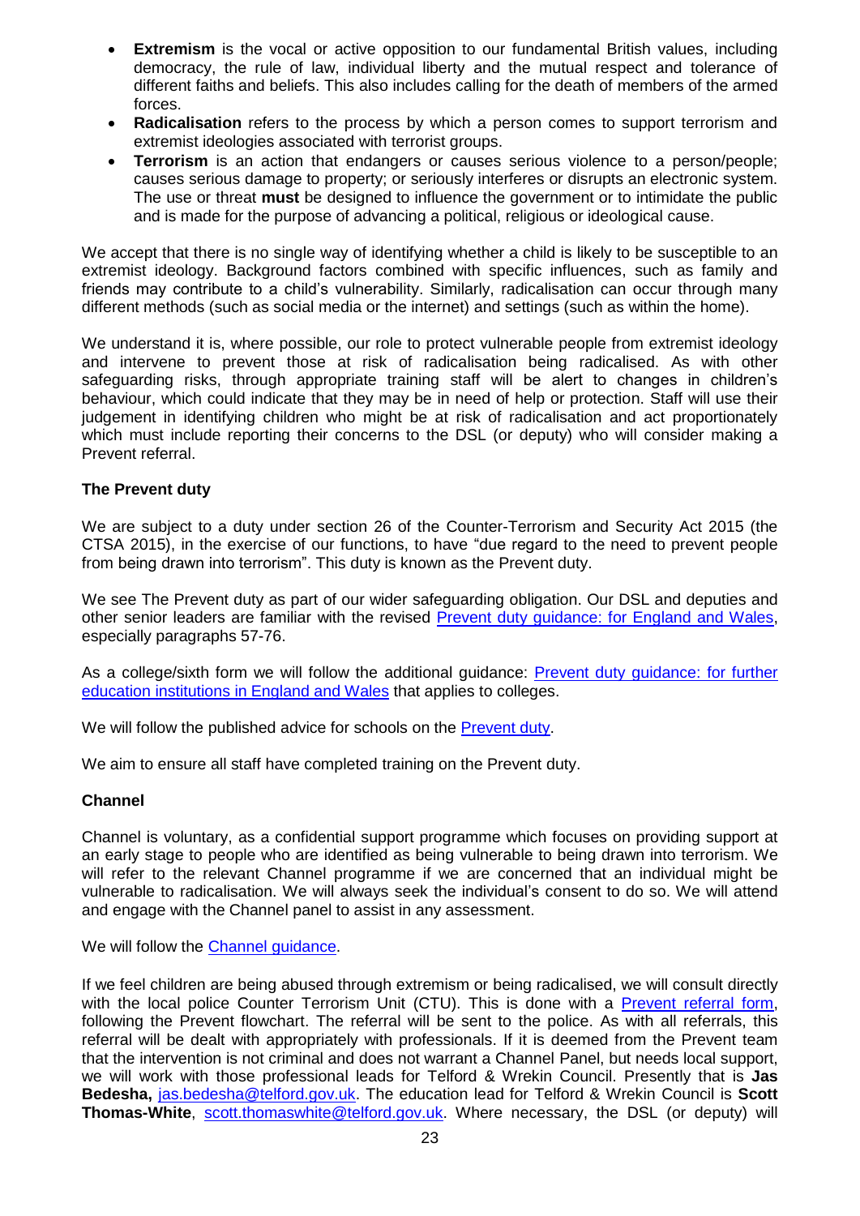- **Extremism** is the vocal or active opposition to our fundamental British values, including democracy, the rule of law, individual liberty and the mutual respect and tolerance of different faiths and beliefs. This also includes calling for the death of members of the armed forces.
- **Radicalisation** refers to the process by which a person comes to support terrorism and extremist ideologies associated with terrorist groups.
- **Terrorism** is an action that endangers or causes serious violence to a person/people; causes serious damage to property; or seriously interferes or disrupts an electronic system. The use or threat **must** be designed to influence the government or to intimidate the public and is made for the purpose of advancing a political, religious or ideological cause.

We accept that there is no single way of identifying whether a child is likely to be susceptible to an extremist ideology. Background factors combined with specific influences, such as family and friends may contribute to a child's vulnerability. Similarly, radicalisation can occur through many different methods (such as social media or the internet) and settings (such as within the home).

We understand it is, where possible, our role to protect vulnerable people from extremist ideology and intervene to prevent those at risk of radicalisation being radicalised. As with other safeguarding risks, through appropriate training staff will be alert to changes in children's behaviour, which could indicate that they may be in need of help or protection. Staff will use their judgement in identifying children who might be at risk of radicalisation and act proportionately which must include reporting their concerns to the DSL (or deputy) who will consider making a Prevent referral.

**The Prevent duty**

We are subject to a duty under section 26 of the Counter-Terrorism and Security Act 2015 (the CTSA 2015), in the exercise of our functions, to have "due regard to the need to prevent people from being drawn into terrorism". This duty is known as the Prevent duty.

We see The Prevent duty as part of our wider safeguarding obligation. Our DSL and deputies and other senior leaders are familiar with the revised Prevent duty guidance: for England and Wales, especially paragraphs 57-76.

As a college/sixth form we will follow the additional guidance: Prevent duty guidance: for further education institutions in England and Wales that applies to colleges.

We will follow the published advice for schools on the Prevent duty.

We aim to ensure all staff have completed training on the Prevent duty.

**Channel**

Channel is voluntary, as a confidential support programme which focuses on providing support at an early stage to people who are identified as being vulnerable to being drawn into terrorism. We will refer to the relevant Channel programme if we are concerned that an individual might be vulnerable to radicalisation. We will always seek the individual's consent to do so. We will attend and engage with the Channel panel to assist in any assessment.

We will follow the Channel guidance.

If we feel children are being abused through extremism or being radicalised, we will consult directly with the local police Counter Terrorism Unit (CTU). This is done with a Prevent referral form, following the Prevent flowchart. The referral will be sent to the police. As with all referrals, this referral will be dealt with appropriately with professionals. If it is deemed from the Prevent team that the intervention is not criminal and does not warrant a Channel Panel, but needs local support, we will work with those professional leads for Telford & Wrekin Council. Presently that is **Jas Bedesha,** jas.bedesha@telford.gov.uk. The education lead for Telford & Wrekin Council is **Scott Thomas-White**, scott.thomaswhite@telford.gov.uk. Where necessary, the DSL (or deputy) will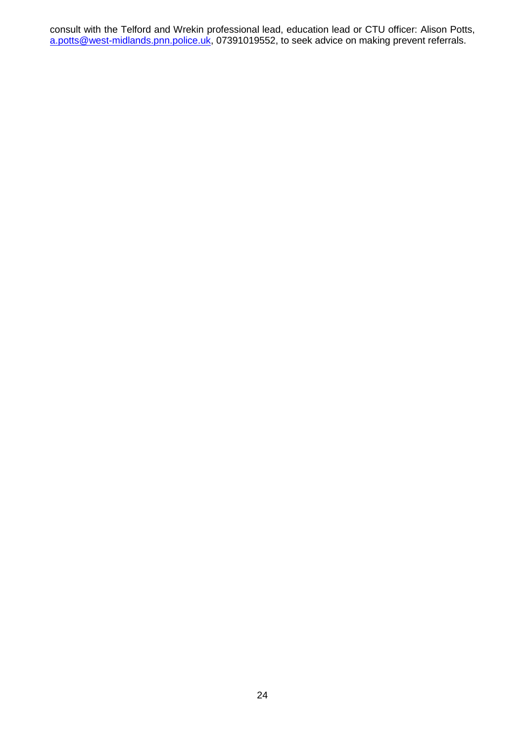consult with the Telford and Wrekin professional lead, education lead or CTU officer: Alison Potts, [a.potts@west-midlands.pnn.police.uk](mailto:a.potts@west-midlands.pnn.police.uk), 07391019552, to seek advice on making prevent referrals.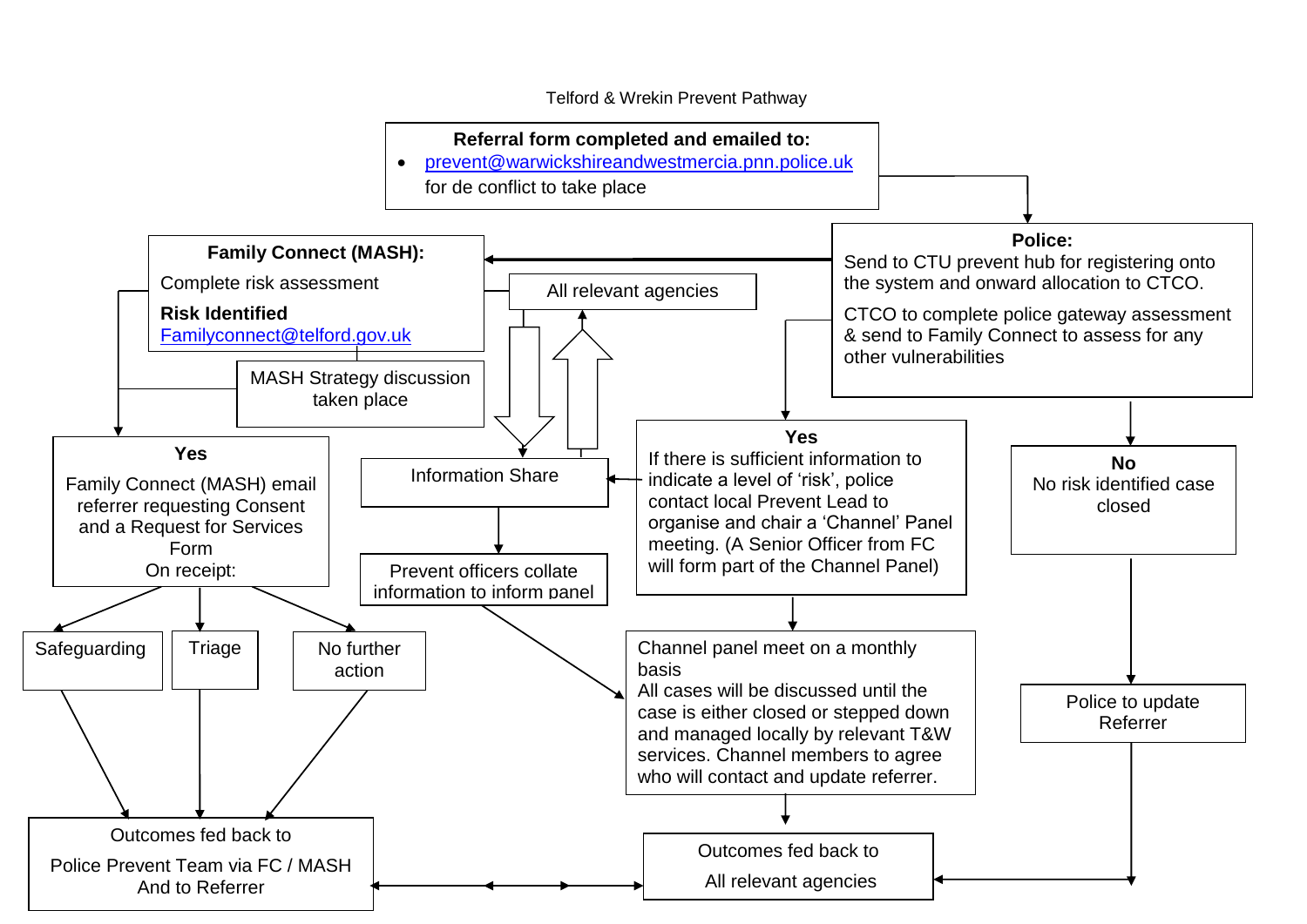Telford & Wrekin Prevent Pathway

**Referral form completed and emailed to:**

- prevent@warwickshireandwestmercia.pnn.police.uk
  for de conflict to take place

**Police:**
Send to CTU prevent hub for registering onto the system and onward allocation to CTCO.

CTCO to complete police gateway assessment & send to Family Connect to assess for any other vulnerabilities

**Family Connect (MASH):**
Complete risk assessment

**Risk Identified**
Familyconnect@telford.gov.uk

All relevant agencies

MASH Strategy discussion taken place

**Yes**
Family Connect (MASH) email referrer requesting Consent and a Request for Services Form
On receipt:

Safeguarding

Triage

No further action

Outcomes fed back to
Police Prevent Team via FC / MASH
And to Referrer

Information Share

Prevent officers collate information to inform panel

**Yes**
If there is sufficient information to indicate a level of 'risk', police contact local Prevent Lead to organise and chair a 'Channel' Panel meeting. (A Senior Officer from FC will form part of the Channel Panel)

Channel panel meet on a monthly basis
All cases will be discussed until the case is either closed or stepped down and managed locally by relevant T&W services. Channel members to agree who will contact and update referrer.

Outcomes fed back to
All relevant agencies

**No**
No risk identified case closed

Police to update Referrer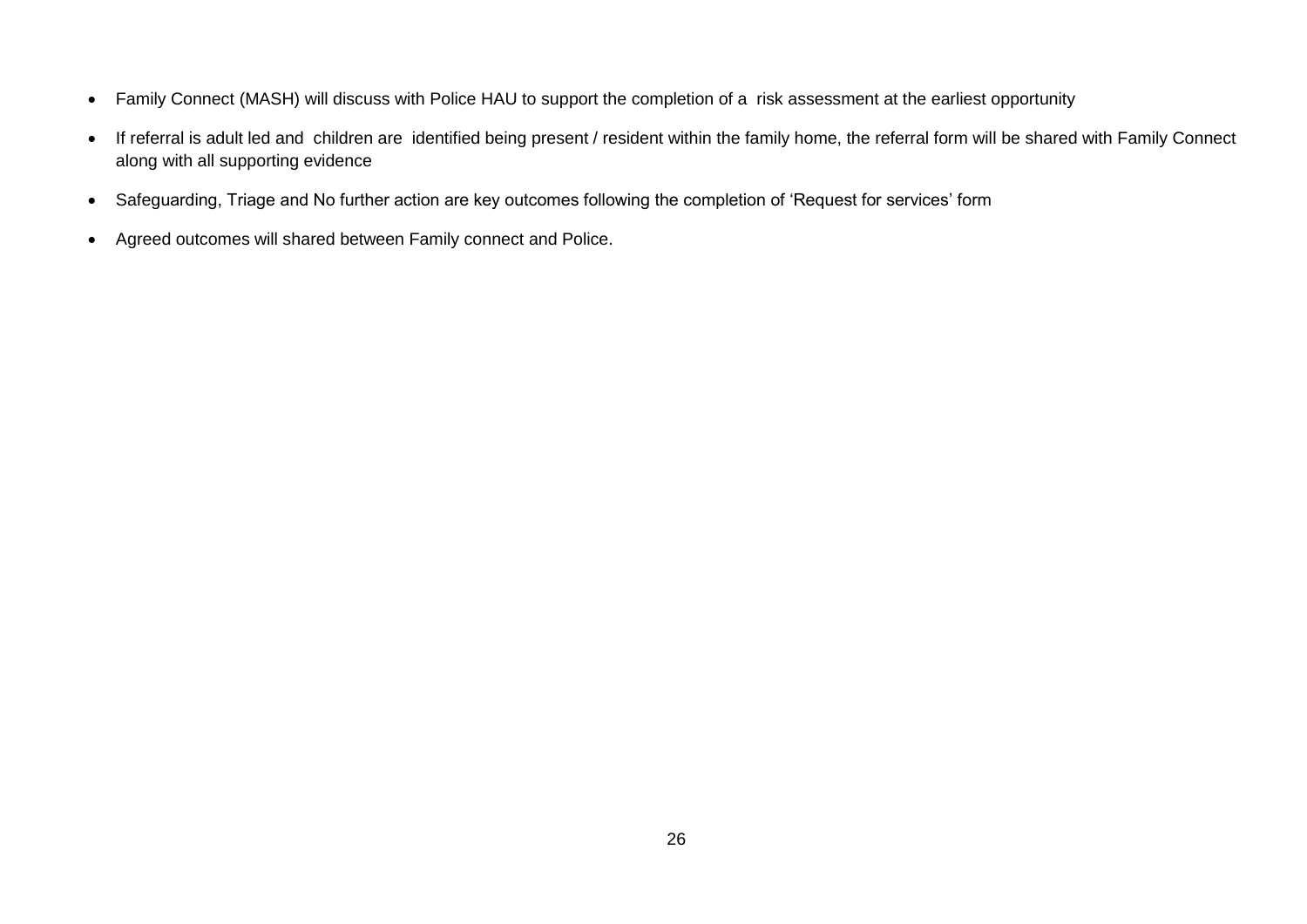- Family Connect (MASH) will discuss with Police HAU to support the completion of a risk assessment at the earliest opportunity
- If referral is adult led and children are identified being present / resident within the family home, the referral form will be shared with Family Connect along with all supporting evidence
- Safeguarding, Triage and No further action are key outcomes following the completion of 'Request for services' form
- Agreed outcomes will shared between Family connect and Police.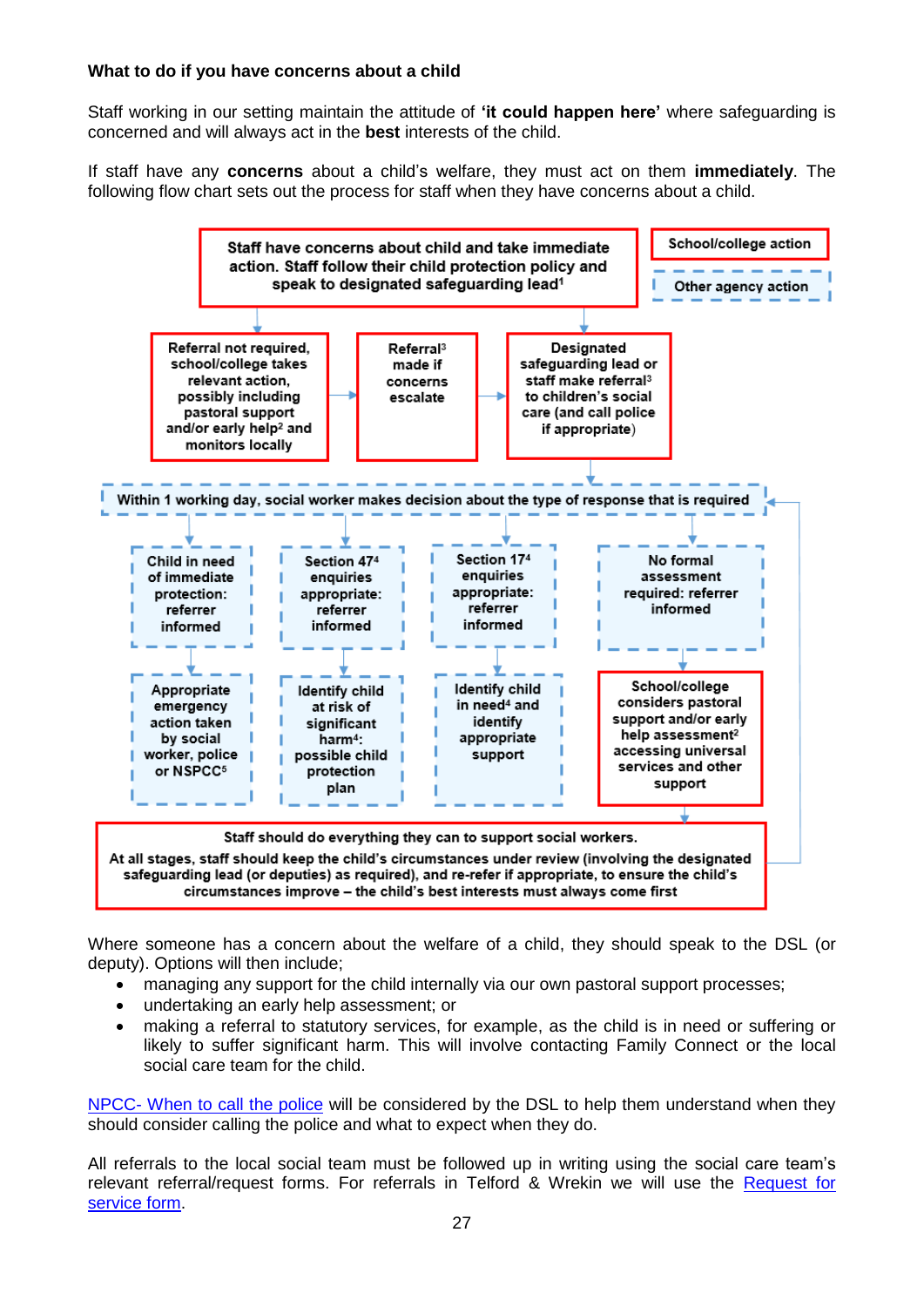**What to do if you have concerns about a child**

Staff working in our setting maintain the attitude of **'it could happen here'** where safeguarding is concerned and will always act in the **best** interests of the child.

If staff have any **concerns** about a child's welfare, they must act on them **immediately**. The following flow chart sets out the process for staff when they have concerns about a child.

Staff have concerns about child and take immediate action. Staff follow their child protection policy and speak to designated safeguarding lead[1]

School/college action

Other agency action

Referral not required, school/college takes relevant action, possibly including pastoral support and/or early help[2] and monitors locally

Referral[3] made if concerns escalate

Designated safeguarding lead or staff make referral[3] to children's social care (and call police if appropriate)

Within 1 working day, social worker makes decision about the type of response that is required

Child in need of immediate protection: referrer informed

Section 47[4] enquiries appropriate: referrer informed

Section 17[4] enquiries appropriate: referrer informed

No formal assessment required: referrer informed

Appropriate emergency action taken by social worker, police or NSPCC[5]

Identify child at risk of significant harm[4]: possible child protection plan

Identify child in need[4] and identify appropriate support

School/college considers pastoral support and/or early help assessment[2] accessing universal services and other support

Staff should do everything they can to support social workers.

At all stages, staff should keep the child's circumstances under review (involving the designated safeguarding lead (or deputies) as required), and re-refer if appropriate, to ensure the child's circumstances improve – the child's best interests must always come first

Where someone has a concern about the welfare of a child, they should speak to the DSL (or deputy). Options will then include;

- managing any support for the child internally via our own pastoral support processes;
- undertaking an early help assessment; or
- making a referral to statutory services, for example, as the child is in need or suffering or likely to suffer significant harm. This will involve contacting Family Connect or the local social care team for the child.

NPCC- When to call the police will be considered by the DSL to help them understand when they should consider calling the police and what to expect when they do.

All referrals to the local social team must be followed up in writing using the social care team's relevant referral/request forms. For referrals in Telford & Wrekin we will use the Request for service form.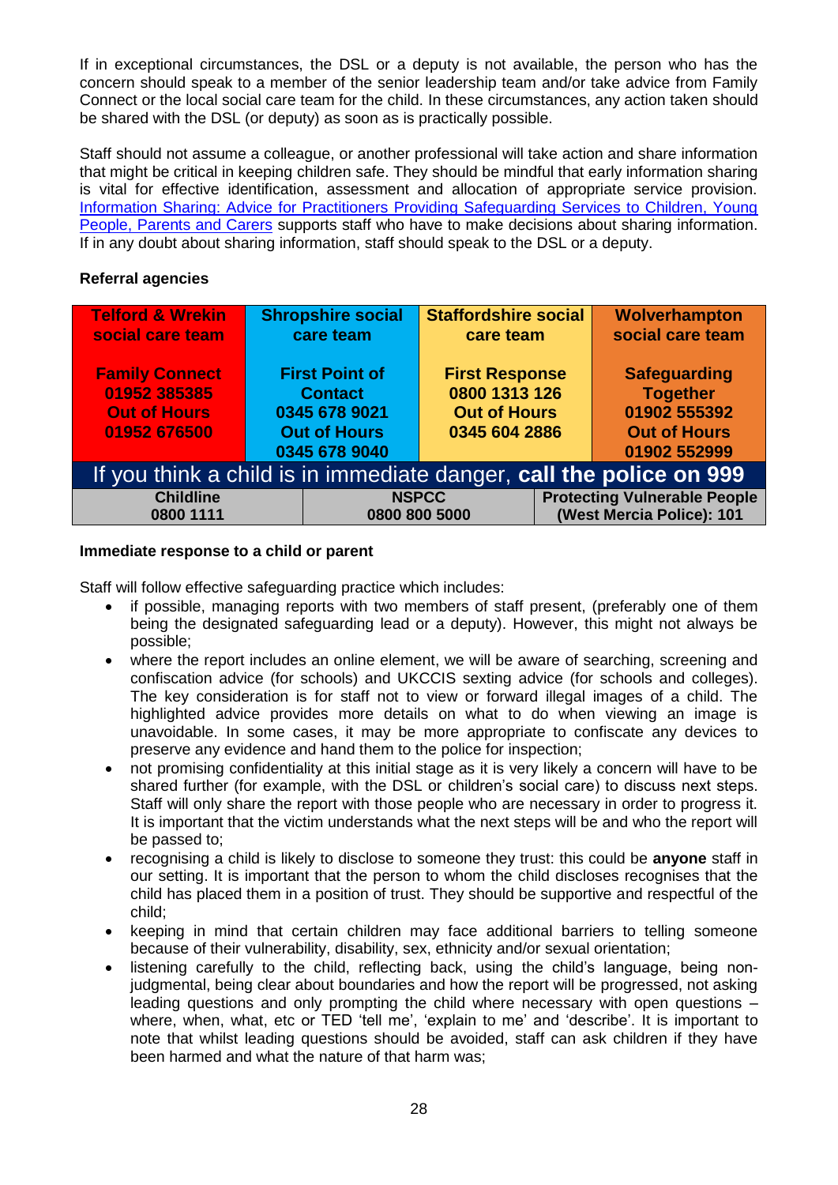If in exceptional circumstances, the DSL or a deputy is not available, the person who has the concern should speak to a member of the senior leadership team and/or take advice from Family Connect or the local social care team for the child. In these circumstances, any action taken should be shared with the DSL (or deputy) as soon as is practically possible.

Staff should not assume a colleague, or another professional will take action and share information that might be critical in keeping children safe. They should be mindful that early information sharing is vital for effective identification, assessment and allocation of appropriate service provision. [Information Sharing: Advice for Practitioners Providing Safeguarding Services to Children, Young People, Parents and Carers]() supports staff who have to make decisions about sharing information. If in any doubt about sharing information, staff should speak to the DSL or a deputy.

**Referral agencies**

| Telford & Wrekin social care team | Shropshire social care team | Staffordshire social care team | Wolverhampton social care team |
|---|---|---|---|
| **Family Connect**<br>**01952 385385**<br>**Out of Hours**<br>**01952 676500** | **First Point of Contact**<br>**0345 678 9021**<br>**Out of Hours**<br>**0345 678 9040** | **First Response**<br>**0800 1313 126**<br>**Out of Hours**<br>**0345 604 2886** | **Safeguarding Together**<br>**01902 555392**<br>**Out of Hours**<br>**01902 552999** |

If you think a child is in immediate danger, **call the police on 999**

| Childline | NSPCC | Protecting Vulnerable People (West Mercia Police): 101 |
|---|---|---|
| 0800 1111 | 0800 800 5000 | |

**Immediate response to a child or parent**

Staff will follow effective safeguarding practice which includes:

- if possible, managing reports with two members of staff present, (preferably one of them being the designated safeguarding lead or a deputy). However, this might not always be possible;
- where the report includes an online element, we will be aware of searching, screening and confiscation advice (for schools) and UKCCIS sexting advice (for schools and colleges). The key consideration is for staff not to view or forward illegal images of a child. The highlighted advice provides more details on what to do when viewing an image is unavoidable. In some cases, it may be more appropriate to confiscate any devices to preserve any evidence and hand them to the police for inspection;
- not promising confidentiality at this initial stage as it is very likely a concern will have to be shared further (for example, with the DSL or children's social care) to discuss next steps. Staff will only share the report with those people who are necessary in order to progress it. It is important that the victim understands what the next steps will be and who the report will be passed to;
- recognising a child is likely to disclose to someone they trust: this could be **anyone** staff in our setting. It is important that the person to whom the child discloses recognises that the child has placed them in a position of trust. They should be supportive and respectful of the child;
- keeping in mind that certain children may face additional barriers to telling someone because of their vulnerability, disability, sex, ethnicity and/or sexual orientation;
- listening carefully to the child, reflecting back, using the child's language, being non-judgmental, being clear about boundaries and how the report will be progressed, not asking leading questions and only prompting the child where necessary with open questions – where, when, what, etc or TED 'tell me', 'explain to me' and 'describe'. It is important to note that whilst leading questions should be avoided, staff can ask children if they have been harmed and what the nature of that harm was;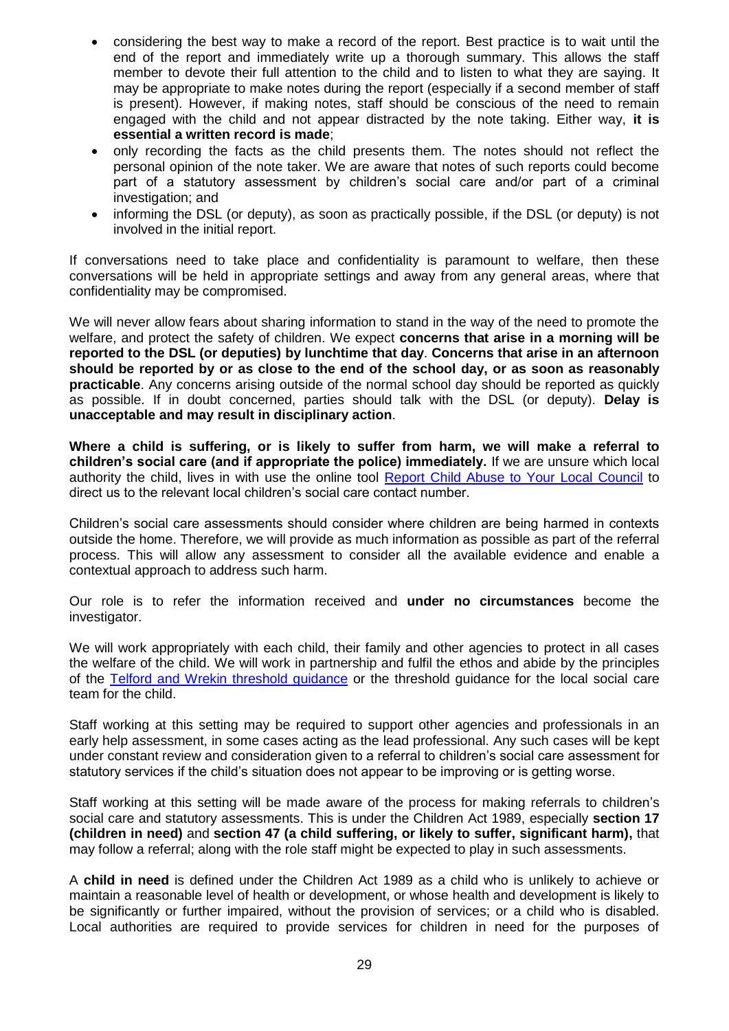- considering the best way to make a record of the report. Best practice is to wait until the end of the report and immediately write up a thorough summary. This allows the staff member to devote their full attention to the child and to listen to what they are saying. It may be appropriate to make notes during the report (especially if a second member of staff is present). However, if making notes, staff should be conscious of the need to remain engaged with the child and not appear distracted by the note taking. Either way, **it is essential a written record is made**;
- only recording the facts as the child presents them. The notes should not reflect the personal opinion of the note taker. We are aware that notes of such reports could become part of a statutory assessment by children's social care and/or part of a criminal investigation; and
- informing the DSL (or deputy), as soon as practically possible, if the DSL (or deputy) is not involved in the initial report.

If conversations need to take place and confidentiality is paramount to welfare, then these conversations will be held in appropriate settings and away from any general areas, where that confidentiality may be compromised.

We will never allow fears about sharing information to stand in the way of the need to promote the welfare, and protect the safety of children. We expect **concerns that arise in a morning will be reported to the DSL (or deputies) by lunchtime that day**. **Concerns that arise in an afternoon should be reported by or as close to the end of the school day, or as soon as reasonably practicable**. Any concerns arising outside of the normal school day should be reported as quickly as possible. If in doubt concerned, parties should talk with the DSL (or deputy). **Delay is unacceptable and may result in disciplinary action**.

**Where a child is suffering, or is likely to suffer from harm, we will make a referral to children's social care (and if appropriate the police) immediately.** If we are unsure which local authority the child, lives in with use the online tool [Report Child Abuse to Your Local Council] to direct us to the relevant local children's social care contact number.

Children's social care assessments should consider where children are being harmed in contexts outside the home. Therefore, we will provide as much information as possible as part of the referral process. This will allow any assessment to consider all the available evidence and enable a contextual approach to address such harm.

Our role is to refer the information received and **under no circumstances** become the investigator.

We will work appropriately with each child, their family and other agencies to protect in all cases the welfare of the child. We will work in partnership and fulfil the ethos and abide by the principles of the [Telford and Wrekin threshold guidance] or the threshold guidance for the local social care team for the child.

Staff working at this setting may be required to support other agencies and professionals in an early help assessment, in some cases acting as the lead professional. Any such cases will be kept under constant review and consideration given to a referral to children's social care assessment for statutory services if the child's situation does not appear to be improving or is getting worse.

Staff working at this setting will be made aware of the process for making referrals to children's social care and statutory assessments. This is under the Children Act 1989, especially **section 17 (children in need)** and **section 47 (a child suffering, or likely to suffer, significant harm),** that may follow a referral; along with the role staff might be expected to play in such assessments.

A **child in need** is defined under the Children Act 1989 as a child who is unlikely to achieve or maintain a reasonable level of health or development, or whose health and development is likely to be significantly or further impaired, without the provision of services; or a child who is disabled. Local authorities are required to provide services for children in need for the purposes of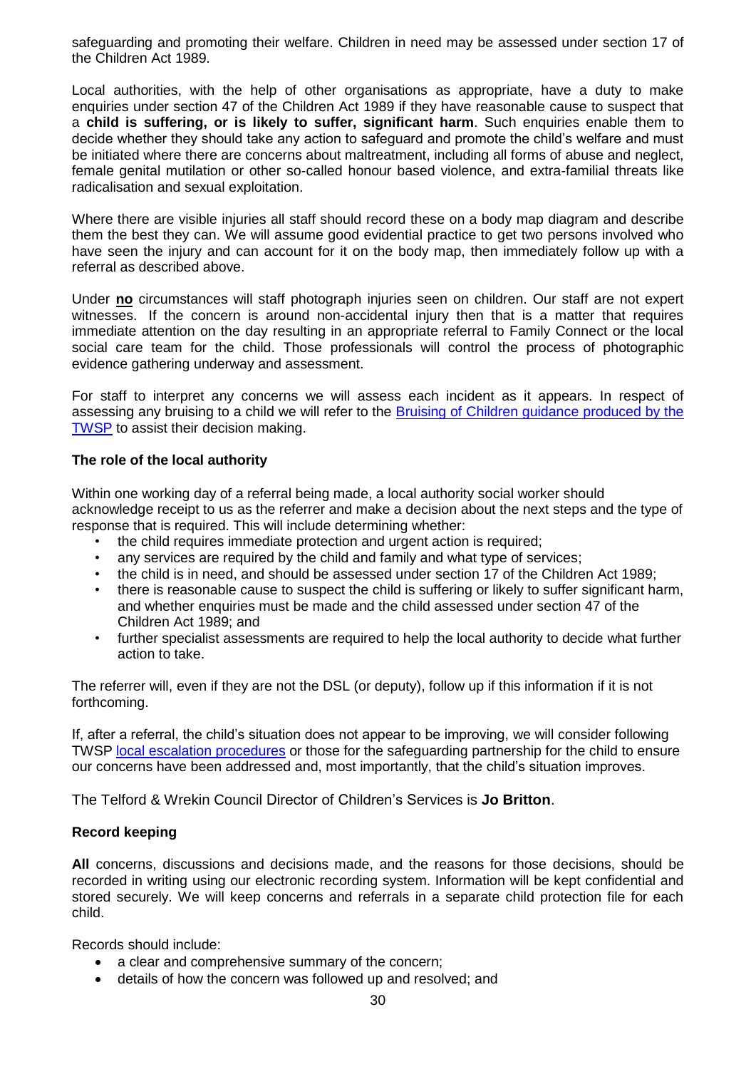safeguarding and promoting their welfare. Children in need may be assessed under section 17 of the Children Act 1989.

Local authorities, with the help of other organisations as appropriate, have a duty to make enquiries under section 47 of the Children Act 1989 if they have reasonable cause to suspect that a **child is suffering, or is likely to suffer, significant harm**. Such enquiries enable them to decide whether they should take any action to safeguard and promote the child's welfare and must be initiated where there are concerns about maltreatment, including all forms of abuse and neglect, female genital mutilation or other so-called honour based violence, and extra-familial threats like radicalisation and sexual exploitation.

Where there are visible injuries all staff should record these on a body map diagram and describe them the best they can. We will assume good evidential practice to get two persons involved who have seen the injury and can account for it on the body map, then immediately follow up with a referral as described above.

Under **no** circumstances will staff photograph injuries seen on children. Our staff are not expert witnesses. If the concern is around non-accidental injury then that is a matter that requires immediate attention on the day resulting in an appropriate referral to Family Connect or the local social care team for the child. Those professionals will control the process of photographic evidence gathering underway and assessment.

For staff to interpret any concerns we will assess each incident as it appears. In respect of assessing any bruising to a child we will refer to the Bruising of Children guidance produced by the TWSP to assist their decision making.

**The role of the local authority**

Within one working day of a referral being made, a local authority social worker should acknowledge receipt to us as the referrer and make a decision about the next steps and the type of response that is required. This will include determining whether:

- the child requires immediate protection and urgent action is required;
- any services are required by the child and family and what type of services;
- the child is in need, and should be assessed under section 17 of the Children Act 1989;
- there is reasonable cause to suspect the child is suffering or likely to suffer significant harm, and whether enquiries must be made and the child assessed under section 47 of the Children Act 1989; and
- further specialist assessments are required to help the local authority to decide what further action to take.

The referrer will, even if they are not the DSL (or deputy), follow up if this information if it is not forthcoming.

If, after a referral, the child's situation does not appear to be improving, we will consider following TWSP local escalation procedures or those for the safeguarding partnership for the child to ensure our concerns have been addressed and, most importantly, that the child's situation improves.

The Telford & Wrekin Council Director of Children's Services is **Jo Britton**.

**Record keeping**

**All** concerns, discussions and decisions made, and the reasons for those decisions, should be recorded in writing using our electronic recording system. Information will be kept confidential and stored securely. We will keep concerns and referrals in a separate child protection file for each child.

Records should include:

- a clear and comprehensive summary of the concern;
- details of how the concern was followed up and resolved; and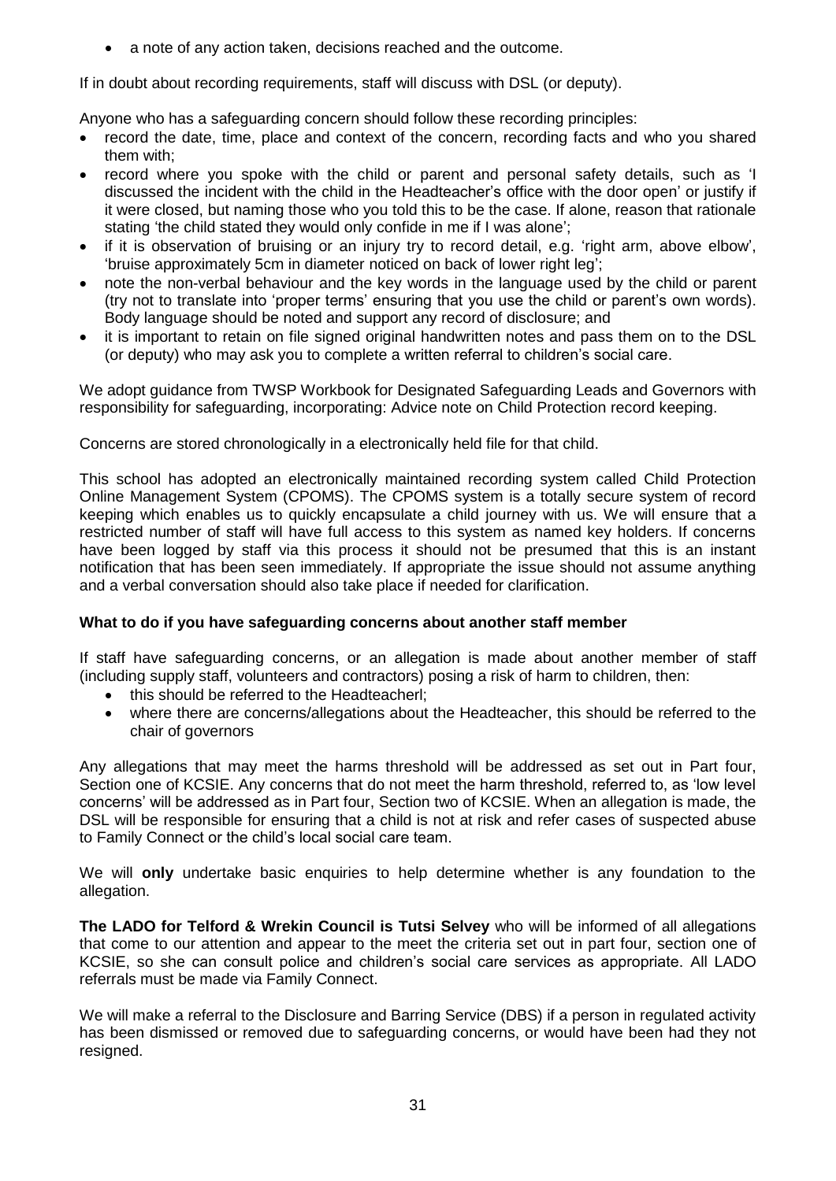- a note of any action taken, decisions reached and the outcome.

If in doubt about recording requirements, staff will discuss with DSL (or deputy).

Anyone who has a safeguarding concern should follow these recording principles:

- record the date, time, place and context of the concern, recording facts and who you shared them with;
- record where you spoke with the child or parent and personal safety details, such as 'I discussed the incident with the child in the Headteacher's office with the door open' or justify if it were closed, but naming those who you told this to be the case. If alone, reason that rationale stating 'the child stated they would only confide in me if I was alone';
- if it is observation of bruising or an injury try to record detail, e.g. 'right arm, above elbow', 'bruise approximately 5cm in diameter noticed on back of lower right leg';
- note the non-verbal behaviour and the key words in the language used by the child or parent (try not to translate into 'proper terms' ensuring that you use the child or parent's own words). Body language should be noted and support any record of disclosure; and
- it is important to retain on file signed original handwritten notes and pass them on to the DSL (or deputy) who may ask you to complete a written referral to children's social care.

We adopt guidance from TWSP Workbook for Designated Safeguarding Leads and Governors with responsibility for safeguarding, incorporating: Advice note on Child Protection record keeping.

Concerns are stored chronologically in a electronically held file for that child.

This school has adopted an electronically maintained recording system called Child Protection Online Management System (CPOMS). The CPOMS system is a totally secure system of record keeping which enables us to quickly encapsulate a child journey with us. We will ensure that a restricted number of staff will have full access to this system as named key holders. If concerns have been logged by staff via this process it should not be presumed that this is an instant notification that has been seen immediately. If appropriate the issue should not assume anything and a verbal conversation should also take place if needed for clarification.

**What to do if you have safeguarding concerns about another staff member**

If staff have safeguarding concerns, or an allegation is made about another member of staff (including supply staff, volunteers and contractors) posing a risk of harm to children, then:

- this should be referred to the Headteacherl;
- where there are concerns/allegations about the Headteacher, this should be referred to the chair of governors

Any allegations that may meet the harms threshold will be addressed as set out in Part four, Section one of KCSIE. Any concerns that do not meet the harm threshold, referred to, as 'low level concerns' will be addressed as in Part four, Section two of KCSIE. When an allegation is made, the DSL will be responsible for ensuring that a child is not at risk and refer cases of suspected abuse to Family Connect or the child's local social care team.

We will **only** undertake basic enquiries to help determine whether is any foundation to the allegation.

**The LADO for Telford & Wrekin Council is Tutsi Selvey** who will be informed of all allegations that come to our attention and appear to the meet the criteria set out in part four, section one of KCSIE, so she can consult police and children's social care services as appropriate. All LADO referrals must be made via Family Connect.

We will make a referral to the Disclosure and Barring Service (DBS) if a person in regulated activity has been dismissed or removed due to safeguarding concerns, or would have been had they not resigned.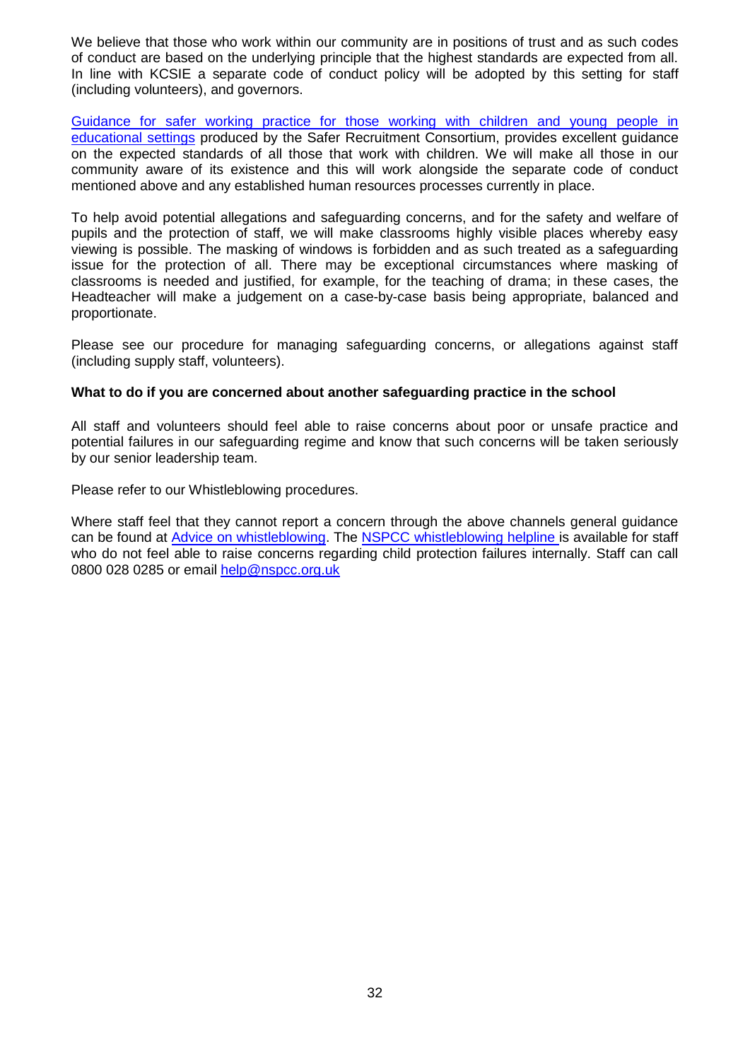We believe that those who work within our community are in positions of trust and as such codes of conduct are based on the underlying principle that the highest standards are expected from all. In line with KCSIE a separate code of conduct policy will be adopted by this setting for staff (including volunteers), and governors.

Guidance for safer working practice for those working with children and young people in educational settings produced by the Safer Recruitment Consortium, provides excellent guidance on the expected standards of all those that work with children. We will make all those in our community aware of its existence and this will work alongside the separate code of conduct mentioned above and any established human resources processes currently in place.

To help avoid potential allegations and safeguarding concerns, and for the safety and welfare of pupils and the protection of staff, we will make classrooms highly visible places whereby easy viewing is possible. The masking of windows is forbidden and as such treated as a safeguarding issue for the protection of all. There may be exceptional circumstances where masking of classrooms is needed and justified, for example, for the teaching of drama; in these cases, the Headteacher will make a judgement on a case-by-case basis being appropriate, balanced and proportionate.

Please see our procedure for managing safeguarding concerns, or allegations against staff (including supply staff, volunteers).

**What to do if you are concerned about another safeguarding practice in the school**

All staff and volunteers should feel able to raise concerns about poor or unsafe practice and potential failures in our safeguarding regime and know that such concerns will be taken seriously by our senior leadership team.

Please refer to our Whistleblowing procedures.

Where staff feel that they cannot report a concern through the above channels general guidance can be found at Advice on whistleblowing. The NSPCC whistleblowing helpline is available for staff who do not feel able to raise concerns regarding child protection failures internally. Staff can call 0800 028 0285 or email help@nspcc.org.uk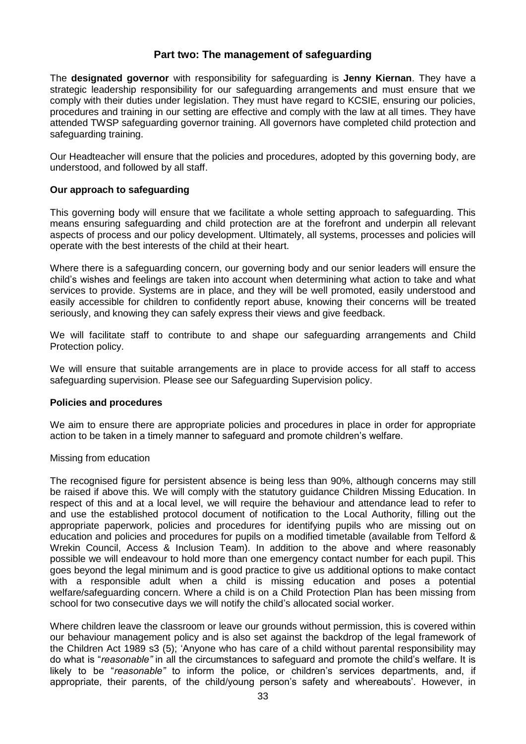## Part two: The management of safeguarding

The **designated governor** with responsibility for safeguarding is **Jenny Kiernan**. They have a strategic leadership responsibility for our safeguarding arrangements and must ensure that we comply with their duties under legislation. They must have regard to KCSIE, ensuring our policies, procedures and training in our setting are effective and comply with the law at all times. They have attended TWSP safeguarding governor training. All governors have completed child protection and safeguarding training.

Our Headteacher will ensure that the policies and procedures, adopted by this governing body, are understood, and followed by all staff.

### Our approach to safeguarding

This governing body will ensure that we facilitate a whole setting approach to safeguarding. This means ensuring safeguarding and child protection are at the forefront and underpin all relevant aspects of process and our policy development. Ultimately, all systems, processes and policies will operate with the best interests of the child at their heart.

Where there is a safeguarding concern, our governing body and our senior leaders will ensure the child's wishes and feelings are taken into account when determining what action to take and what services to provide. Systems are in place, and they will be well promoted, easily understood and easily accessible for children to confidently report abuse, knowing their concerns will be treated seriously, and knowing they can safely express their views and give feedback.

We will facilitate staff to contribute to and shape our safeguarding arrangements and Child Protection policy.

We will ensure that suitable arrangements are in place to provide access for all staff to access safeguarding supervision. Please see our Safeguarding Supervision policy.

### Policies and procedures

We aim to ensure there are appropriate policies and procedures in place in order for appropriate action to be taken in a timely manner to safeguard and promote children's welfare.

Missing from education

The recognised figure for persistent absence is being less than 90%, although concerns may still be raised if above this. We will comply with the statutory guidance Children Missing Education. In respect of this and at a local level, we will require the behaviour and attendance lead to refer to and use the established protocol document of notification to the Local Authority, filling out the appropriate paperwork, policies and procedures for identifying pupils who are missing out on education and policies and procedures for pupils on a modified timetable (available from Telford & Wrekin Council, Access & Inclusion Team). In addition to the above and where reasonably possible we will endeavour to hold more than one emergency contact number for each pupil. This goes beyond the legal minimum and is good practice to give us additional options to make contact with a responsible adult when a child is missing education and poses a potential welfare/safeguarding concern. Where a child is on a Child Protection Plan has been missing from school for two consecutive days we will notify the child's allocated social worker.

Where children leave the classroom or leave our grounds without permission, this is covered within our behaviour management policy and is also set against the backdrop of the legal framework of the Children Act 1989 s3 (5); 'Anyone who has care of a child without parental responsibility may do what is "*reasonable"* in all the circumstances to safeguard and promote the child's welfare. It is likely to be "*reasonable"* to inform the police, or children's services departments, and, if appropriate, their parents, of the child/young person's safety and whereabouts'. However, in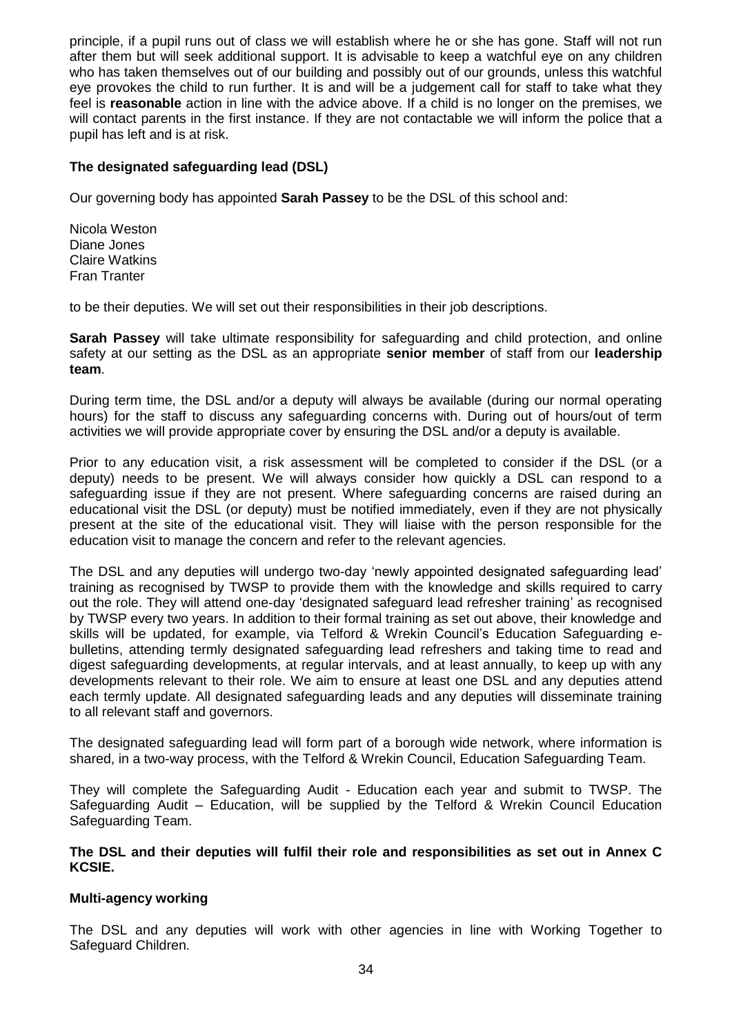principle, if a pupil runs out of class we will establish where he or she has gone. Staff will not run after them but will seek additional support. It is advisable to keep a watchful eye on any children who has taken themselves out of our building and possibly out of our grounds, unless this watchful eye provokes the child to run further. It is and will be a judgement call for staff to take what they feel is **reasonable** action in line with the advice above. If a child is no longer on the premises, we will contact parents in the first instance. If they are not contactable we will inform the police that a pupil has left and is at risk.

### The designated safeguarding lead (DSL)

Our governing body has appointed **Sarah Passey** to be the DSL of this school and:

Nicola Weston
Diane Jones
Claire Watkins
Fran Tranter

to be their deputies. We will set out their responsibilities in their job descriptions.

**Sarah Passey** will take ultimate responsibility for safeguarding and child protection, and online safety at our setting as the DSL as an appropriate **senior member** of staff from our **leadership team**.

During term time, the DSL and/or a deputy will always be available (during our normal operating hours) for the staff to discuss any safeguarding concerns with. During out of hours/out of term activities we will provide appropriate cover by ensuring the DSL and/or a deputy is available.

Prior to any education visit, a risk assessment will be completed to consider if the DSL (or a deputy) needs to be present. We will always consider how quickly a DSL can respond to a safeguarding issue if they are not present. Where safeguarding concerns are raised during an educational visit the DSL (or deputy) must be notified immediately, even if they are not physically present at the site of the educational visit. They will liaise with the person responsible for the education visit to manage the concern and refer to the relevant agencies.

The DSL and any deputies will undergo two-day 'newly appointed designated safeguarding lead' training as recognised by TWSP to provide them with the knowledge and skills required to carry out the role. They will attend one-day 'designated safeguard lead refresher training' as recognised by TWSP every two years. In addition to their formal training as set out above, their knowledge and skills will be updated, for example, via Telford & Wrekin Council's Education Safeguarding e-bulletins, attending termly designated safeguarding lead refreshers and taking time to read and digest safeguarding developments, at regular intervals, and at least annually, to keep up with any developments relevant to their role. We aim to ensure at least one DSL and any deputies attend each termly update. All designated safeguarding leads and any deputies will disseminate training to all relevant staff and governors.

The designated safeguarding lead will form part of a borough wide network, where information is shared, in a two-way process, with the Telford & Wrekin Council, Education Safeguarding Team.

They will complete the Safeguarding Audit - Education each year and submit to TWSP. The Safeguarding Audit – Education, will be supplied by the Telford & Wrekin Council Education Safeguarding Team.

**The DSL and their deputies will fulfil their role and responsibilities as set out in Annex C KCSIE.**

### Multi-agency working

The DSL and any deputies will work with other agencies in line with Working Together to Safeguard Children.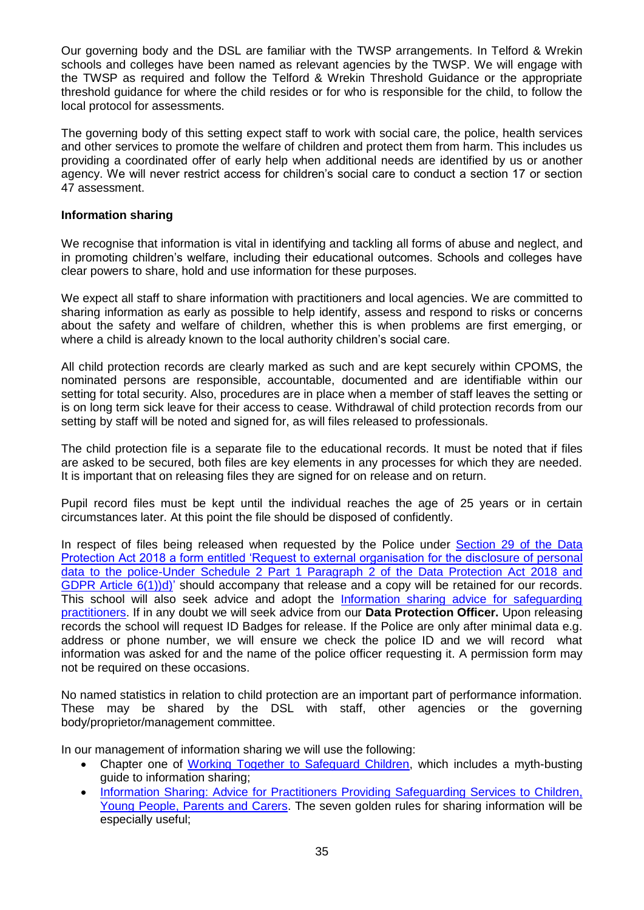Our governing body and the DSL are familiar with the TWSP arrangements. In Telford & Wrekin schools and colleges have been named as relevant agencies by the TWSP. We will engage with the TWSP as required and follow the Telford & Wrekin Threshold Guidance or the appropriate threshold guidance for where the child resides or for who is responsible for the child, to follow the local protocol for assessments.

The governing body of this setting expect staff to work with social care, the police, health services and other services to promote the welfare of children and protect them from harm. This includes us providing a coordinated offer of early help when additional needs are identified by us or another agency. We will never restrict access for children's social care to conduct a section 17 or section 47 assessment.

**Information sharing**

We recognise that information is vital in identifying and tackling all forms of abuse and neglect, and in promoting children's welfare, including their educational outcomes. Schools and colleges have clear powers to share, hold and use information for these purposes.

We expect all staff to share information with practitioners and local agencies. We are committed to sharing information as early as possible to help identify, assess and respond to risks or concerns about the safety and welfare of children, whether this is when problems are first emerging, or where a child is already known to the local authority children's social care.

All child protection records are clearly marked as such and are kept securely within CPOMS, the nominated persons are responsible, accountable, documented and are identifiable within our setting for total security. Also, procedures are in place when a member of staff leaves the setting or is on long term sick leave for their access to cease. Withdrawal of child protection records from our setting by staff will be noted and signed for, as will files released to professionals.

The child protection file is a separate file to the educational records. It must be noted that if files are asked to be secured, both files are key elements in any processes for which they are needed. It is important that on releasing files they are signed for on release and on return.

Pupil record files must be kept until the individual reaches the age of 25 years or in certain circumstances later. At this point the file should be disposed of confidently.

In respect of files being released when requested by the Police under Section 29 of the Data Protection Act 2018 a form entitled 'Request to external organisation for the disclosure of personal data to the police-Under Schedule 2 Part 1 Paragraph 2 of the Data Protection Act 2018 and GDPR Article 6(1))d)' should accompany that release and a copy will be retained for our records. This school will also seek advice and adopt the Information sharing advice for safeguarding practitioners. If in any doubt we will seek advice from our **Data Protection Officer.** Upon releasing records the school will request ID Badges for release. If the Police are only after minimal data e.g. address or phone number, we will ensure we check the police ID and we will record what information was asked for and the name of the police officer requesting it. A permission form may not be required on these occasions.

No named statistics in relation to child protection are an important part of performance information. These may be shared by the DSL with staff, other agencies or the governing body/proprietor/management committee.

In our management of information sharing we will use the following:

- Chapter one of Working Together to Safeguard Children, which includes a myth-busting guide to information sharing;
- Information Sharing: Advice for Practitioners Providing Safeguarding Services to Children, Young People, Parents and Carers. The seven golden rules for sharing information will be especially useful;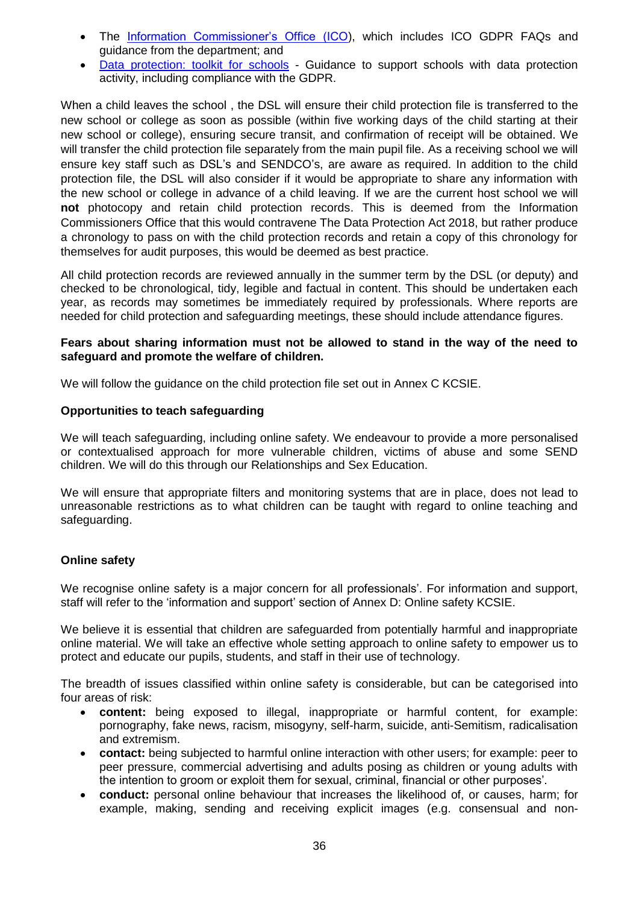- The [Information Commissioner's Office (ICO)](), which includes ICO GDPR FAQs and guidance from the department; and
- [Data protection: toolkit for schools]() - Guidance to support schools with data protection activity, including compliance with the GDPR.

When a child leaves the school , the DSL will ensure their child protection file is transferred to the new school or college as soon as possible (within five working days of the child starting at their new school or college), ensuring secure transit, and confirmation of receipt will be obtained. We will transfer the child protection file separately from the main pupil file. As a receiving school we will ensure key staff such as DSL's and SENDCO's, are aware as required. In addition to the child protection file, the DSL will also consider if it would be appropriate to share any information with the new school or college in advance of a child leaving. If we are the current host school we will **not** photocopy and retain child protection records. This is deemed from the Information Commissioners Office that this would contravene The Data Protection Act 2018, but rather produce a chronology to pass on with the child protection records and retain a copy of this chronology for themselves for audit purposes, this would be deemed as best practice.

All child protection records are reviewed annually in the summer term by the DSL (or deputy) and checked to be chronological, tidy, legible and factual in content. This should be undertaken each year, as records may sometimes be immediately required by professionals. Where reports are needed for child protection and safeguarding meetings, these should include attendance figures.

**Fears about sharing information must not be allowed to stand in the way of the need to safeguard and promote the welfare of children.**

We will follow the guidance on the child protection file set out in Annex C KCSIE.

**Opportunities to teach safeguarding**

We will teach safeguarding, including online safety. We endeavour to provide a more personalised or contextualised approach for more vulnerable children, victims of abuse and some SEND children. We will do this through our Relationships and Sex Education.

We will ensure that appropriate filters and monitoring systems that are in place, does not lead to unreasonable restrictions as to what children can be taught with regard to online teaching and safeguarding.

**Online safety**

We recognise online safety is a major concern for all professionals'. For information and support, staff will refer to the 'information and support' section of Annex D: Online safety KCSIE.

We believe it is essential that children are safeguarded from potentially harmful and inappropriate online material. We will take an effective whole setting approach to online safety to empower us to protect and educate our pupils, students, and staff in their use of technology.

The breadth of issues classified within online safety is considerable, but can be categorised into four areas of risk:

- **content:** being exposed to illegal, inappropriate or harmful content, for example: pornography, fake news, racism, misogyny, self-harm, suicide, anti-Semitism, radicalisation and extremism.
- **contact:** being subjected to harmful online interaction with other users; for example: peer to peer pressure, commercial advertising and adults posing as children or young adults with the intention to groom or exploit them for sexual, criminal, financial or other purposes'.
- **conduct:** personal online behaviour that increases the likelihood of, or causes, harm; for example, making, sending and receiving explicit images (e.g. consensual and non-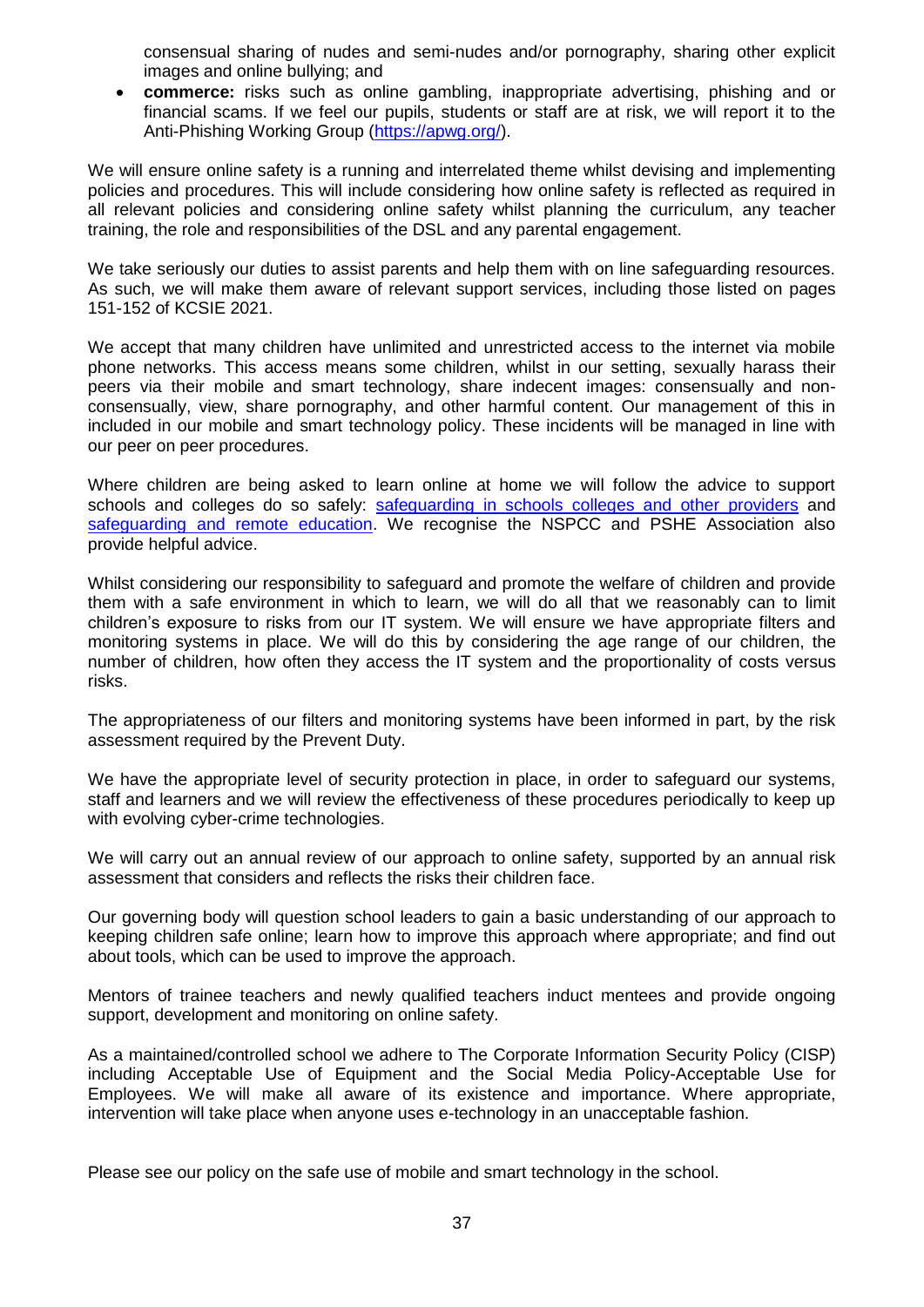consensual sharing of nudes and semi-nudes and/or pornography, sharing other explicit images and online bullying; and

- **commerce:** risks such as online gambling, inappropriate advertising, phishing and or financial scams. If we feel our pupils, students or staff are at risk, we will report it to the Anti-Phishing Working Group ([https://apwg.org/](https://apwg.org/)).

We will ensure online safety is a running and interrelated theme whilst devising and implementing policies and procedures. This will include considering how online safety is reflected as required in all relevant policies and considering online safety whilst planning the curriculum, any teacher training, the role and responsibilities of the DSL and any parental engagement.

We take seriously our duties to assist parents and help them with on line safeguarding resources. As such, we will make them aware of relevant support services, including those listed on pages 151-152 of KCSIE 2021.

We accept that many children have unlimited and unrestricted access to the internet via mobile phone networks. This access means some children, whilst in our setting, sexually harass their peers via their mobile and smart technology, share indecent images: consensually and non-consensually, view, share pornography, and other harmful content. Our management of this in included in our mobile and smart technology policy. These incidents will be managed in line with our peer on peer procedures.

Where children are being asked to learn online at home we will follow the advice to support schools and colleges do so safely: safeguarding in schools colleges and other providers and safeguarding and remote education. We recognise the NSPCC and PSHE Association also provide helpful advice.

Whilst considering our responsibility to safeguard and promote the welfare of children and provide them with a safe environment in which to learn, we will do all that we reasonably can to limit children's exposure to risks from our IT system. We will ensure we have appropriate filters and monitoring systems in place. We will do this by considering the age range of our children, the number of children, how often they access the IT system and the proportionality of costs versus risks.

The appropriateness of our filters and monitoring systems have been informed in part, by the risk assessment required by the Prevent Duty.

We have the appropriate level of security protection in place, in order to safeguard our systems, staff and learners and we will review the effectiveness of these procedures periodically to keep up with evolving cyber-crime technologies.

We will carry out an annual review of our approach to online safety, supported by an annual risk assessment that considers and reflects the risks their children face.

Our governing body will question school leaders to gain a basic understanding of our approach to keeping children safe online; learn how to improve this approach where appropriate; and find out about tools, which can be used to improve the approach.

Mentors of trainee teachers and newly qualified teachers induct mentees and provide ongoing support, development and monitoring on online safety.

As a maintained/controlled school we adhere to The Corporate Information Security Policy (CISP) including Acceptable Use of Equipment and the Social Media Policy-Acceptable Use for Employees. We will make all aware of its existence and importance. Where appropriate, intervention will take place when anyone uses e-technology in an unacceptable fashion.

Please see our policy on the safe use of mobile and smart technology in the school.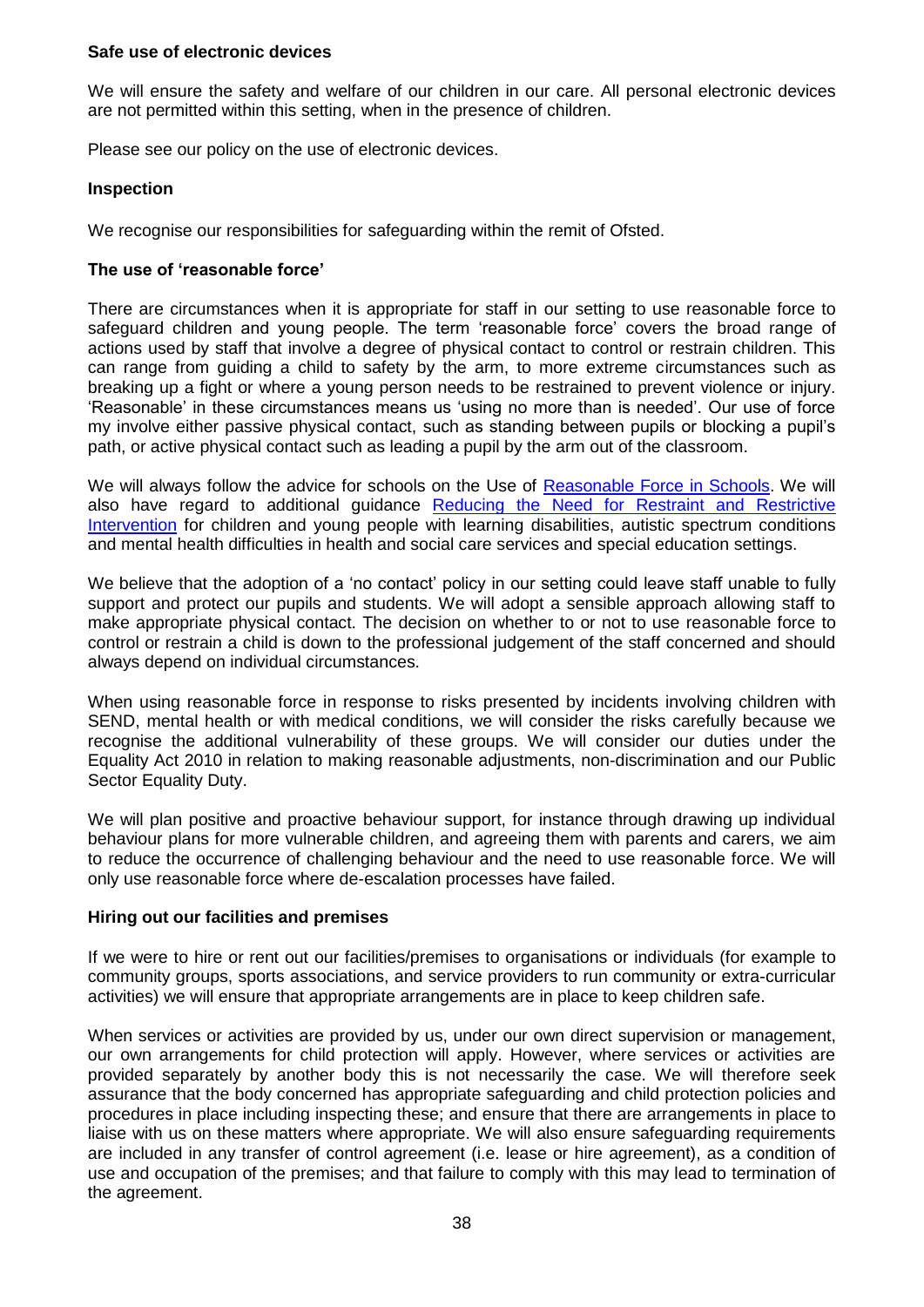**Safe use of electronic devices**

We will ensure the safety and welfare of our children in our care. All personal electronic devices are not permitted within this setting, when in the presence of children.

Please see our policy on the use of electronic devices.

**Inspection**

We recognise our responsibilities for safeguarding within the remit of Ofsted.

**The use of 'reasonable force'**

There are circumstances when it is appropriate for staff in our setting to use reasonable force to safeguard children and young people. The term 'reasonable force' covers the broad range of actions used by staff that involve a degree of physical contact to control or restrain children. This can range from guiding a child to safety by the arm, to more extreme circumstances such as breaking up a fight or where a young person needs to be restrained to prevent violence or injury. 'Reasonable' in these circumstances means us 'using no more than is needed'. Our use of force my involve either passive physical contact, such as standing between pupils or blocking a pupil's path, or active physical contact such as leading a pupil by the arm out of the classroom.

We will always follow the advice for schools on the Use of Reasonable Force in Schools. We will also have regard to additional guidance Reducing the Need for Restraint and Restrictive Intervention for children and young people with learning disabilities, autistic spectrum conditions and mental health difficulties in health and social care services and special education settings.

We believe that the adoption of a 'no contact' policy in our setting could leave staff unable to fully support and protect our pupils and students. We will adopt a sensible approach allowing staff to make appropriate physical contact. The decision on whether to or not to use reasonable force to control or restrain a child is down to the professional judgement of the staff concerned and should always depend on individual circumstances.

When using reasonable force in response to risks presented by incidents involving children with SEND, mental health or with medical conditions, we will consider the risks carefully because we recognise the additional vulnerability of these groups. We will consider our duties under the Equality Act 2010 in relation to making reasonable adjustments, non-discrimination and our Public Sector Equality Duty.

We will plan positive and proactive behaviour support, for instance through drawing up individual behaviour plans for more vulnerable children, and agreeing them with parents and carers, we aim to reduce the occurrence of challenging behaviour and the need to use reasonable force. We will only use reasonable force where de-escalation processes have failed.

**Hiring out our facilities and premises**

If we were to hire or rent out our facilities/premises to organisations or individuals (for example to community groups, sports associations, and service providers to run community or extra-curricular activities) we will ensure that appropriate arrangements are in place to keep children safe.

When services or activities are provided by us, under our own direct supervision or management, our own arrangements for child protection will apply. However, where services or activities are provided separately by another body this is not necessarily the case. We will therefore seek assurance that the body concerned has appropriate safeguarding and child protection policies and procedures in place including inspecting these; and ensure that there are arrangements in place to liaise with us on these matters where appropriate. We will also ensure safeguarding requirements are included in any transfer of control agreement (i.e. lease or hire agreement), as a condition of use and occupation of the premises; and that failure to comply with this may lead to termination of the agreement.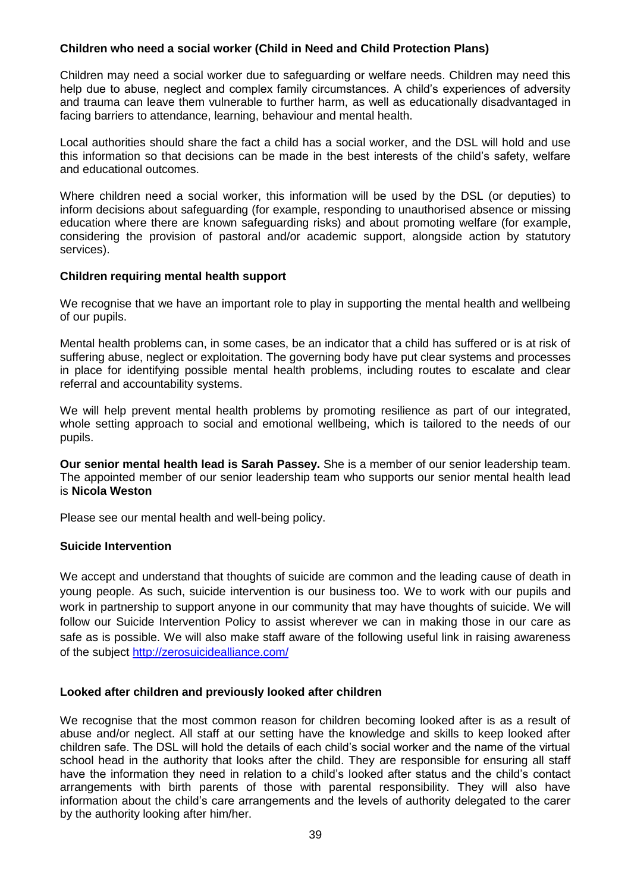**Children who need a social worker (Child in Need and Child Protection Plans)**

Children may need a social worker due to safeguarding or welfare needs. Children may need this help due to abuse, neglect and complex family circumstances. A child's experiences of adversity and trauma can leave them vulnerable to further harm, as well as educationally disadvantaged in facing barriers to attendance, learning, behaviour and mental health.

Local authorities should share the fact a child has a social worker, and the DSL will hold and use this information so that decisions can be made in the best interests of the child's safety, welfare and educational outcomes.

Where children need a social worker, this information will be used by the DSL (or deputies) to inform decisions about safeguarding (for example, responding to unauthorised absence or missing education where there are known safeguarding risks) and about promoting welfare (for example, considering the provision of pastoral and/or academic support, alongside action by statutory services).

**Children requiring mental health support**

We recognise that we have an important role to play in supporting the mental health and wellbeing of our pupils.

Mental health problems can, in some cases, be an indicator that a child has suffered or is at risk of suffering abuse, neglect or exploitation. The governing body have put clear systems and processes in place for identifying possible mental health problems, including routes to escalate and clear referral and accountability systems.

We will help prevent mental health problems by promoting resilience as part of our integrated, whole setting approach to social and emotional wellbeing, which is tailored to the needs of our pupils.

**Our senior mental health lead is Sarah Passey.** She is a member of our senior leadership team. The appointed member of our senior leadership team who supports our senior mental health lead is **Nicola Weston**

Please see our mental health and well-being policy.

**Suicide Intervention**

We accept and understand that thoughts of suicide are common and the leading cause of death in young people. As such, suicide intervention is our business too. We to work with our pupils and work in partnership to support anyone in our community that may have thoughts of suicide. We will follow our Suicide Intervention Policy to assist wherever we can in making those in our care as safe as is possible. We will also make staff aware of the following useful link in raising awareness of the subject http://zerosuicidealliance.com/

**Looked after children and previously looked after children**

We recognise that the most common reason for children becoming looked after is as a result of abuse and/or neglect. All staff at our setting have the knowledge and skills to keep looked after children safe. The DSL will hold the details of each child's social worker and the name of the virtual school head in the authority that looks after the child. They are responsible for ensuring all staff have the information they need in relation to a child's looked after status and the child's contact arrangements with birth parents of those with parental responsibility. They will also have information about the child's care arrangements and the levels of authority delegated to the carer by the authority looking after him/her.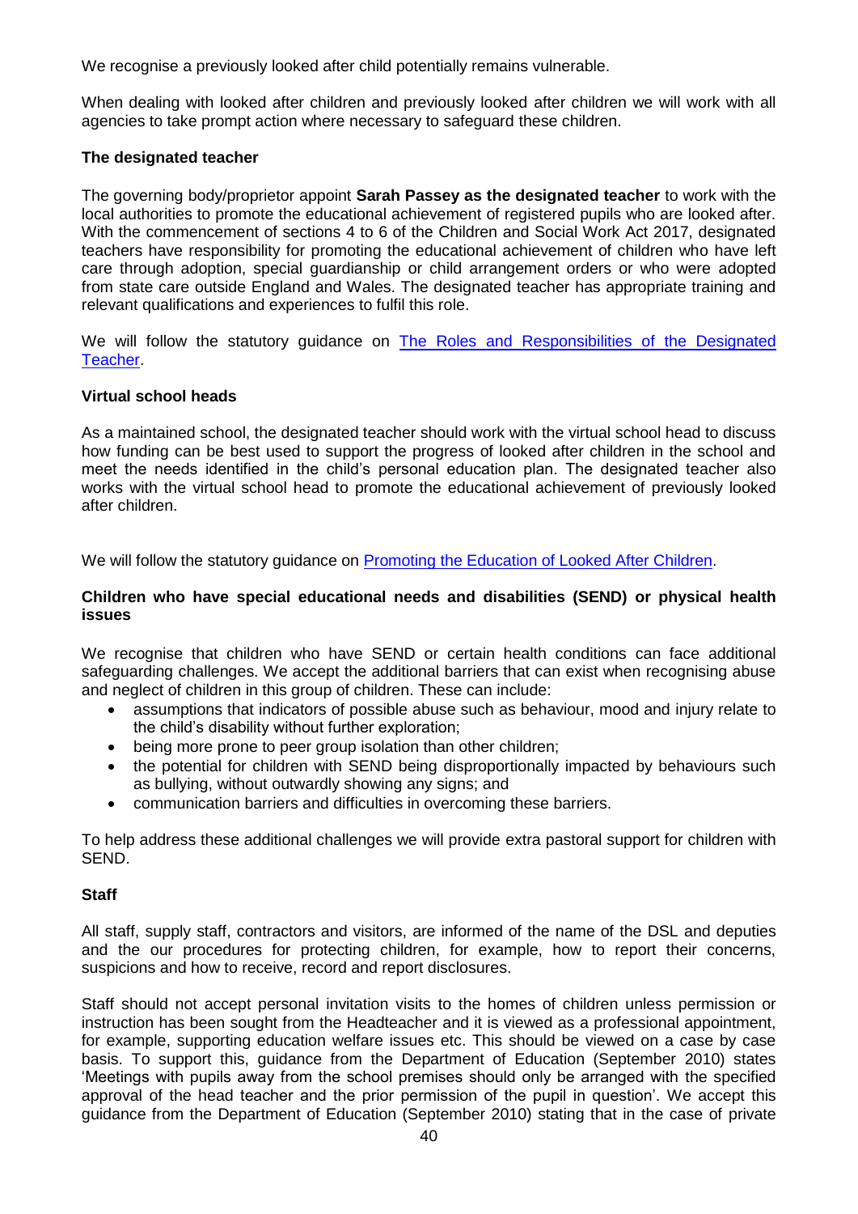We recognise a previously looked after child potentially remains vulnerable.

When dealing with looked after children and previously looked after children we will work with all agencies to take prompt action where necessary to safeguard these children.

**The designated teacher**

The governing body/proprietor appoint **Sarah Passey as the designated teacher** to work with the local authorities to promote the educational achievement of registered pupils who are looked after. With the commencement of sections 4 to 6 of the Children and Social Work Act 2017, designated teachers have responsibility for promoting the educational achievement of children who have left care through adoption, special guardianship or child arrangement orders or who were adopted from state care outside England and Wales. The designated teacher has appropriate training and relevant qualifications and experiences to fulfil this role.

We will follow the statutory guidance on [The Roles and Responsibilities of the Designated Teacher](#).

**Virtual school heads**

As a maintained school, the designated teacher should work with the virtual school head to discuss how funding can be best used to support the progress of looked after children in the school and meet the needs identified in the child's personal education plan. The designated teacher also works with the virtual school head to promote the educational achievement of previously looked after children.

We will follow the statutory guidance on [Promoting the Education of Looked After Children](#).

**Children who have special educational needs and disabilities (SEND) or physical health issues**

We recognise that children who have SEND or certain health conditions can face additional safeguarding challenges. We accept the additional barriers that can exist when recognising abuse and neglect of children in this group of children. These can include:

- assumptions that indicators of possible abuse such as behaviour, mood and injury relate to the child's disability without further exploration;
- being more prone to peer group isolation than other children;
- the potential for children with SEND being disproportionally impacted by behaviours such as bullying, without outwardly showing any signs; and
- communication barriers and difficulties in overcoming these barriers.

To help address these additional challenges we will provide extra pastoral support for children with SEND.

**Staff**

All staff, supply staff, contractors and visitors, are informed of the name of the DSL and deputies and the our procedures for protecting children, for example, how to report their concerns, suspicions and how to receive, record and report disclosures.

Staff should not accept personal invitation visits to the homes of children unless permission or instruction has been sought from the Headteacher and it is viewed as a professional appointment, for example, supporting education welfare issues etc. This should be viewed on a case by case basis. To support this, guidance from the Department of Education (September 2010) states 'Meetings with pupils away from the school premises should only be arranged with the specified approval of the head teacher and the prior permission of the pupil in question'. We accept this guidance from the Department of Education (September 2010) stating that in the case of private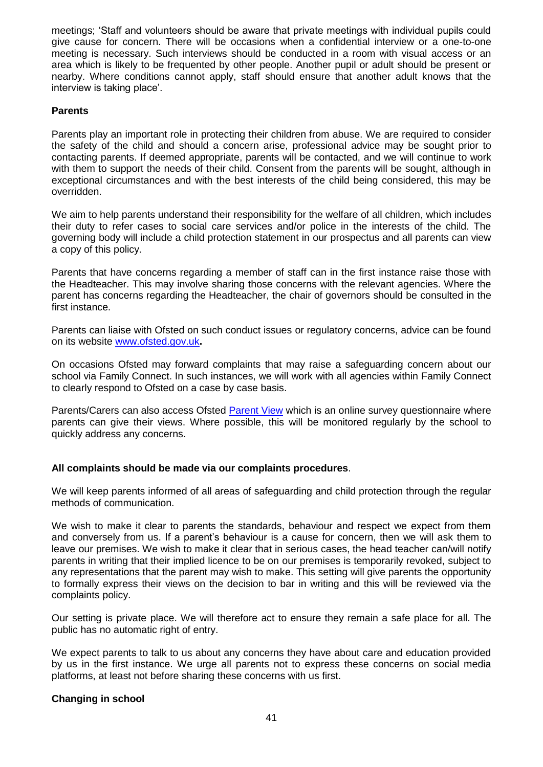meetings; 'Staff and volunteers should be aware that private meetings with individual pupils could give cause for concern. There will be occasions when a confidential interview or a one-to-one meeting is necessary. Such interviews should be conducted in a room with visual access or an area which is likely to be frequented by other people. Another pupil or adult should be present or nearby. Where conditions cannot apply, staff should ensure that another adult knows that the interview is taking place'.

**Parents**

Parents play an important role in protecting their children from abuse. We are required to consider the safety of the child and should a concern arise, professional advice may be sought prior to contacting parents. If deemed appropriate, parents will be contacted, and we will continue to work with them to support the needs of their child. Consent from the parents will be sought, although in exceptional circumstances and with the best interests of the child being considered, this may be overridden.

We aim to help parents understand their responsibility for the welfare of all children, which includes their duty to refer cases to social care services and/or police in the interests of the child. The governing body will include a child protection statement in our prospectus and all parents can view a copy of this policy.

Parents that have concerns regarding a member of staff can in the first instance raise those with the Headteacher. This may involve sharing those concerns with the relevant agencies. Where the parent has concerns regarding the Headteacher, the chair of governors should be consulted in the first instance.

Parents can liaise with Ofsted on such conduct issues or regulatory concerns, advice can be found on its website [www.ofsted.gov.uk](www.ofsted.gov.uk)**.**

On occasions Ofsted may forward complaints that may raise a safeguarding concern about our school via Family Connect. In such instances, we will work with all agencies within Family Connect to clearly respond to Ofsted on a case by case basis.

Parents/Carers can also access Ofsted [Parent View]() which is an online survey questionnaire where parents can give their views. Where possible, this will be monitored regularly by the school to quickly address any concerns.

**All complaints should be made via our complaints procedures**.

We will keep parents informed of all areas of safeguarding and child protection through the regular methods of communication.

We wish to make it clear to parents the standards, behaviour and respect we expect from them and conversely from us. If a parent's behaviour is a cause for concern, then we will ask them to leave our premises. We wish to make it clear that in serious cases, the head teacher can/will notify parents in writing that their implied licence to be on our premises is temporarily revoked, subject to any representations that the parent may wish to make. This setting will give parents the opportunity to formally express their views on the decision to bar in writing and this will be reviewed via the complaints policy.

Our setting is private place. We will therefore act to ensure they remain a safe place for all. The public has no automatic right of entry.

We expect parents to talk to us about any concerns they have about care and education provided by us in the first instance. We urge all parents not to express these concerns on social media platforms, at least not before sharing these concerns with us first.

**Changing in school**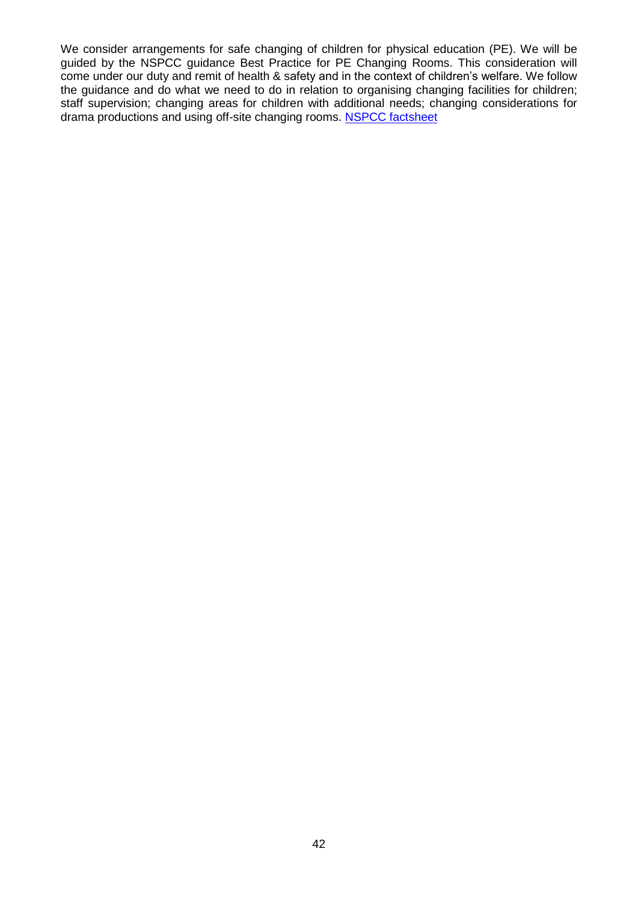We consider arrangements for safe changing of children for physical education (PE). We will be guided by the NSPCC guidance Best Practice for PE Changing Rooms. This consideration will come under our duty and remit of health & safety and in the context of children's welfare. We follow the guidance and do what we need to do in relation to organising changing facilities for children; staff supervision; changing areas for children with additional needs; changing considerations for drama productions and using off-site changing rooms. NSPCC factsheet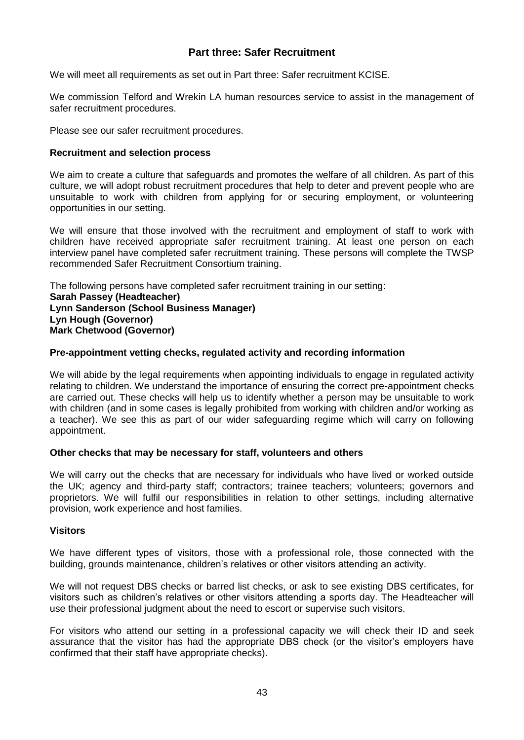## Part three: Safer Recruitment

We will meet all requirements as set out in Part three: Safer recruitment KCISE.

We commission Telford and Wrekin LA human resources service to assist in the management of safer recruitment procedures.

Please see our safer recruitment procedures.

### Recruitment and selection process

We aim to create a culture that safeguards and promotes the welfare of all children. As part of this culture, we will adopt robust recruitment procedures that help to deter and prevent people who are unsuitable to work with children from applying for or securing employment, or volunteering opportunities in our setting.

We will ensure that those involved with the recruitment and employment of staff to work with children have received appropriate safer recruitment training. At least one person on each interview panel have completed safer recruitment training. These persons will complete the TWSP recommended Safer Recruitment Consortium training.

The following persons have completed safer recruitment training in our setting:
**Sarah Passey (Headteacher)**
**Lynn Sanderson (School Business Manager)**
**Lyn Hough (Governor)**
**Mark Chetwood (Governor)**

### Pre-appointment vetting checks, regulated activity and recording information

We will abide by the legal requirements when appointing individuals to engage in regulated activity relating to children. We understand the importance of ensuring the correct pre-appointment checks are carried out. These checks will help us to identify whether a person may be unsuitable to work with children (and in some cases is legally prohibited from working with children and/or working as a teacher). We see this as part of our wider safeguarding regime which will carry on following appointment.

### Other checks that may be necessary for staff, volunteers and others

We will carry out the checks that are necessary for individuals who have lived or worked outside the UK; agency and third-party staff; contractors; trainee teachers; volunteers; governors and proprietors. We will fulfil our responsibilities in relation to other settings, including alternative provision, work experience and host families.

### Visitors

We have different types of visitors, those with a professional role, those connected with the building, grounds maintenance, children's relatives or other visitors attending an activity.

We will not request DBS checks or barred list checks, or ask to see existing DBS certificates, for visitors such as children's relatives or other visitors attending a sports day. The Headteacher will use their professional judgment about the need to escort or supervise such visitors.

For visitors who attend our setting in a professional capacity we will check their ID and seek assurance that the visitor has had the appropriate DBS check (or the visitor's employers have confirmed that their staff have appropriate checks).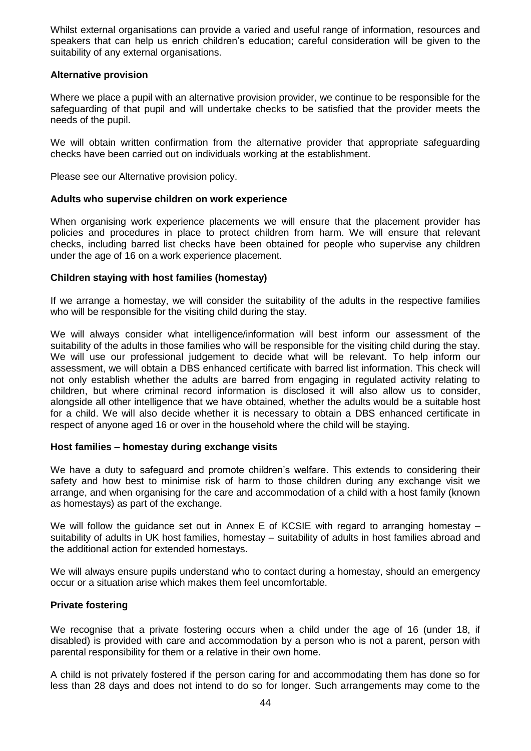Whilst external organisations can provide a varied and useful range of information, resources and speakers that can help us enrich children's education; careful consideration will be given to the suitability of any external organisations.

**Alternative provision**

Where we place a pupil with an alternative provision provider, we continue to be responsible for the safeguarding of that pupil and will undertake checks to be satisfied that the provider meets the needs of the pupil.

We will obtain written confirmation from the alternative provider that appropriate safeguarding checks have been carried out on individuals working at the establishment.

Please see our Alternative provision policy.

**Adults who supervise children on work experience**

When organising work experience placements we will ensure that the placement provider has policies and procedures in place to protect children from harm. We will ensure that relevant checks, including barred list checks have been obtained for people who supervise any children under the age of 16 on a work experience placement.

**Children staying with host families (homestay)**

If we arrange a homestay, we will consider the suitability of the adults in the respective families who will be responsible for the visiting child during the stay.

We will always consider what intelligence/information will best inform our assessment of the suitability of the adults in those families who will be responsible for the visiting child during the stay. We will use our professional judgement to decide what will be relevant. To help inform our assessment, we will obtain a DBS enhanced certificate with barred list information. This check will not only establish whether the adults are barred from engaging in regulated activity relating to children, but where criminal record information is disclosed it will also allow us to consider, alongside all other intelligence that we have obtained, whether the adults would be a suitable host for a child. We will also decide whether it is necessary to obtain a DBS enhanced certificate in respect of anyone aged 16 or over in the household where the child will be staying.

**Host families – homestay during exchange visits**

We have a duty to safeguard and promote children's welfare. This extends to considering their safety and how best to minimise risk of harm to those children during any exchange visit we arrange, and when organising for the care and accommodation of a child with a host family (known as homestays) as part of the exchange.

We will follow the guidance set out in Annex E of KCSIE with regard to arranging homestay – suitability of adults in UK host families, homestay – suitability of adults in host families abroad and the additional action for extended homestays.

We will always ensure pupils understand who to contact during a homestay, should an emergency occur or a situation arise which makes them feel uncomfortable.

**Private fostering**

We recognise that a private fostering occurs when a child under the age of 16 (under 18, if disabled) is provided with care and accommodation by a person who is not a parent, person with parental responsibility for them or a relative in their own home.

A child is not privately fostered if the person caring for and accommodating them has done so for less than 28 days and does not intend to do so for longer. Such arrangements may come to the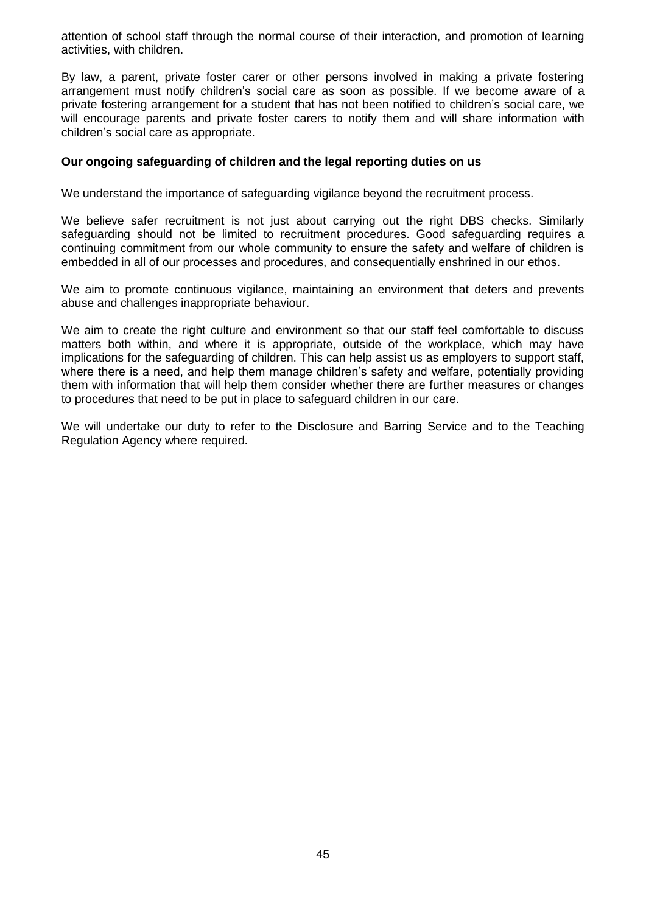attention of school staff through the normal course of their interaction, and promotion of learning activities, with children.

By law, a parent, private foster carer or other persons involved in making a private fostering arrangement must notify children's social care as soon as possible. If we become aware of a private fostering arrangement for a student that has not been notified to children's social care, we will encourage parents and private foster carers to notify them and will share information with children's social care as appropriate.

**Our ongoing safeguarding of children and the legal reporting duties on us**

We understand the importance of safeguarding vigilance beyond the recruitment process.

We believe safer recruitment is not just about carrying out the right DBS checks. Similarly safeguarding should not be limited to recruitment procedures. Good safeguarding requires a continuing commitment from our whole community to ensure the safety and welfare of children is embedded in all of our processes and procedures, and consequentially enshrined in our ethos.

We aim to promote continuous vigilance, maintaining an environment that deters and prevents abuse and challenges inappropriate behaviour.

We aim to create the right culture and environment so that our staff feel comfortable to discuss matters both within, and where it is appropriate, outside of the workplace, which may have implications for the safeguarding of children. This can help assist us as employers to support staff, where there is a need, and help them manage children's safety and welfare, potentially providing them with information that will help them consider whether there are further measures or changes to procedures that need to be put in place to safeguard children in our care.

We will undertake our duty to refer to the Disclosure and Barring Service and to the Teaching Regulation Agency where required.